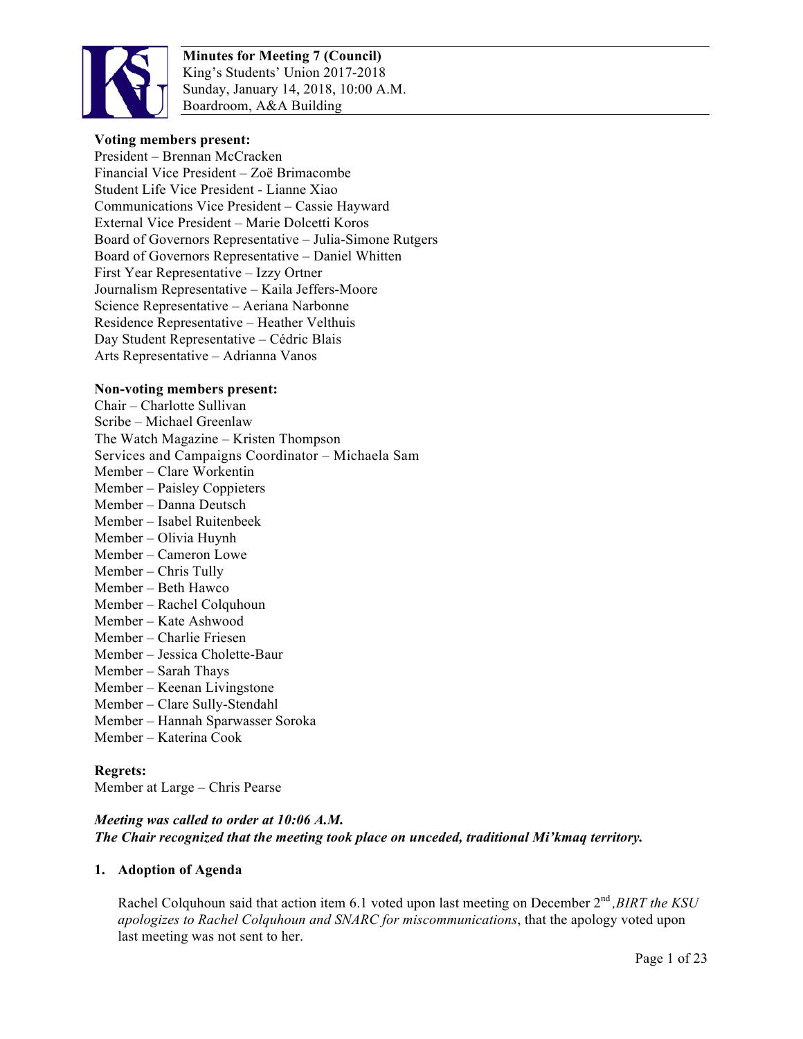**Minutes for Meeting 7 (Council)**
King's Students' Union 2017-2018
Sunday, January 14, 2018, 10:00 A.M.
Boardroom, A&A Building

**Voting members present:**
President – Brennan McCracken
Financial Vice President – Zoë Brimacombe
Student Life Vice President - Lianne Xiao
Communications Vice President – Cassie Hayward
External Vice President – Marie Dolcetti Koros
Board of Governors Representative – Julia-Simone Rutgers
Board of Governors Representative – Daniel Whitten
First Year Representative – Izzy Ortner
Journalism Representative – Kaila Jeffers-Moore
Science Representative – Aeriana Narbonne
Residence Representative – Heather Velthuis
Day Student Representative – Cédric Blais
Arts Representative – Adrianna Vanos

**Non-voting members present:**
Chair – Charlotte Sullivan
Scribe – Michael Greenlaw
The Watch Magazine – Kristen Thompson
Services and Campaigns Coordinator – Michaela Sam
Member – Clare Workentin
Member – Paisley Coppieters
Member – Danna Deutsch
Member – Isabel Ruitenbeek
Member – Olivia Huynh
Member – Cameron Lowe
Member – Chris Tully
Member – Beth Hawco
Member – Rachel Colquhoun
Member – Kate Ashwood
Member – Charlie Friesen
Member – Jessica Cholette-Baur
Member – Sarah Thays
Member – Keenan Livingstone
Member – Clare Sully-Stendahl
Member – Hannah Sparwasser Soroka
Member – Katerina Cook

**Regrets:**
Member at Large – Chris Pearse

***Meeting was called to order at 10:06 A.M.***
***The Chair recognized that the meeting took place on unceded, traditional Mi'kmaq territory.***

## 1. Adoption of Agenda

Rachel Colquhoun said that action item 6.1 voted upon last meeting on December 2nd, *BIRT the KSU apologizes to Rachel Colquhoun and SNARC for miscommunications*, that the apology voted upon last meeting was not sent to her.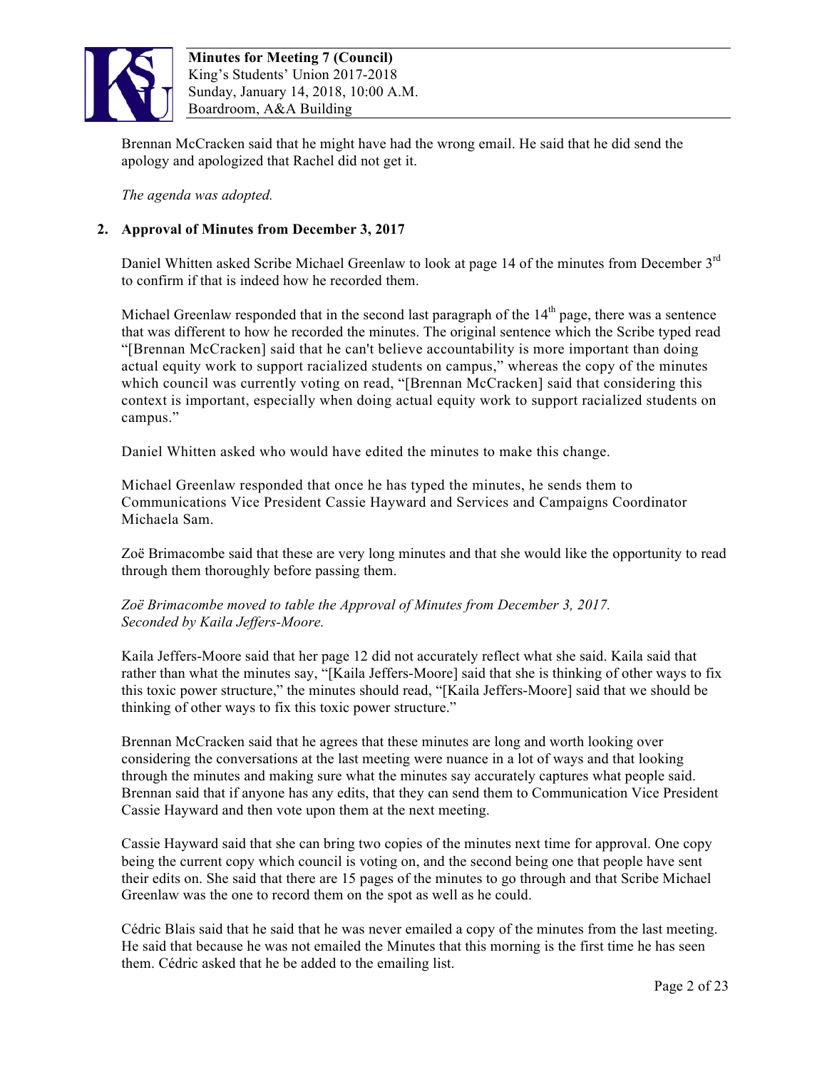Brennan McCracken said that he might have had the wrong email. He said that he did send the apology and apologized that Rachel did not get it.

*The agenda was adopted.*

## 2. Approval of Minutes from December 3, 2017

Daniel Whitten asked Scribe Michael Greenlaw to look at page 14 of the minutes from December 3rd to confirm if that is indeed how he recorded them.

Michael Greenlaw responded that in the second last paragraph of the 14th page, there was a sentence that was different to how he recorded the minutes. The original sentence which the Scribe typed read "[Brennan McCracken] said that he can't believe accountability is more important than doing actual equity work to support racialized students on campus," whereas the copy of the minutes which council was currently voting on read, "[Brennan McCracken] said that considering this context is important, especially when doing actual equity work to support racialized students on campus."

Daniel Whitten asked who would have edited the minutes to make this change.

Michael Greenlaw responded that once he has typed the minutes, he sends them to Communications Vice President Cassie Hayward and Services and Campaigns Coordinator Michaela Sam.

Zoë Brimacombe said that these are very long minutes and that she would like the opportunity to read through them thoroughly before passing them.

*Zoë Brimacombe moved to table the Approval of Minutes from December 3, 2017.*
*Seconded by Kaila Jeffers-Moore.*

Kaila Jeffers-Moore said that her page 12 did not accurately reflect what she said. Kaila said that rather than what the minutes say, "[Kaila Jeffers-Moore] said that she is thinking of other ways to fix this toxic power structure," the minutes should read, "[Kaila Jeffers-Moore] said that we should be thinking of other ways to fix this toxic power structure."

Brennan McCracken said that he agrees that these minutes are long and worth looking over considering the conversations at the last meeting were nuance in a lot of ways and that looking through the minutes and making sure what the minutes say accurately captures what people said. Brennan said that if anyone has any edits, that they can send them to Communication Vice President Cassie Hayward and then vote upon them at the next meeting.

Cassie Hayward said that she can bring two copies of the minutes next time for approval. One copy being the current copy which council is voting on, and the second being one that people have sent their edits on. She said that there are 15 pages of the minutes to go through and that Scribe Michael Greenlaw was the one to record them on the spot as well as he could.

Cédric Blais said that he said that he was never emailed a copy of the minutes from the last meeting. He said that because he was not emailed the Minutes that this morning is the first time he has seen them. Cédric asked that he be added to the emailing list.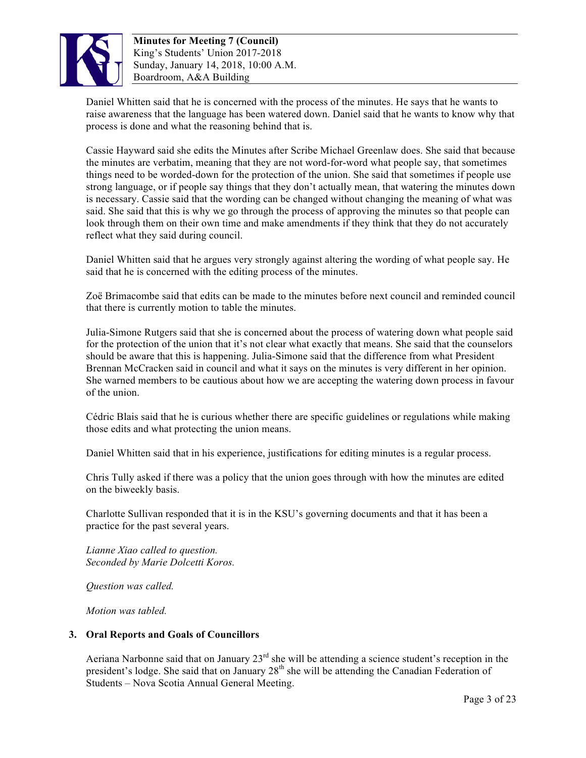Daniel Whitten said that he is concerned with the process of the minutes. He says that he wants to raise awareness that the language has been watered down. Daniel said that he wants to know why that process is done and what the reasoning behind that is.

Cassie Hayward said she edits the Minutes after Scribe Michael Greenlaw does. She said that because the minutes are verbatim, meaning that they are not word-for-word what people say, that sometimes things need to be worded-down for the protection of the union. She said that sometimes if people use strong language, or if people say things that they don't actually mean, that watering the minutes down is necessary. Cassie said that the wording can be changed without changing the meaning of what was said. She said that this is why we go through the process of approving the minutes so that people can look through them on their own time and make amendments if they think that they do not accurately reflect what they said during council.

Daniel Whitten said that he argues very strongly against altering the wording of what people say. He said that he is concerned with the editing process of the minutes.

Zoë Brimacombe said that edits can be made to the minutes before next council and reminded council that there is currently motion to table the minutes.

Julia-Simone Rutgers said that she is concerned about the process of watering down what people said for the protection of the union that it's not clear what exactly that means. She said that the counselors should be aware that this is happening. Julia-Simone said that the difference from what President Brennan McCracken said in council and what it says on the minutes is very different in her opinion. She warned members to be cautious about how we are accepting the watering down process in favour of the union.

Cédric Blais said that he is curious whether there are specific guidelines or regulations while making those edits and what protecting the union means.

Daniel Whitten said that in his experience, justifications for editing minutes is a regular process.

Chris Tully asked if there was a policy that the union goes through with how the minutes are edited on the biweekly basis.

Charlotte Sullivan responded that it is in the KSU's governing documents and that it has been a practice for the past several years.

*Lianne Xiao called to question.*
*Seconded by Marie Dolcetti Koros.*

*Question was called.*

*Motion was tabled.*

## 3. Oral Reports and Goals of Councillors

Aeriana Narbonne said that on January 23rd she will be attending a science student's reception in the president's lodge. She said that on January 28th she will be attending the Canadian Federation of Students – Nova Scotia Annual General Meeting.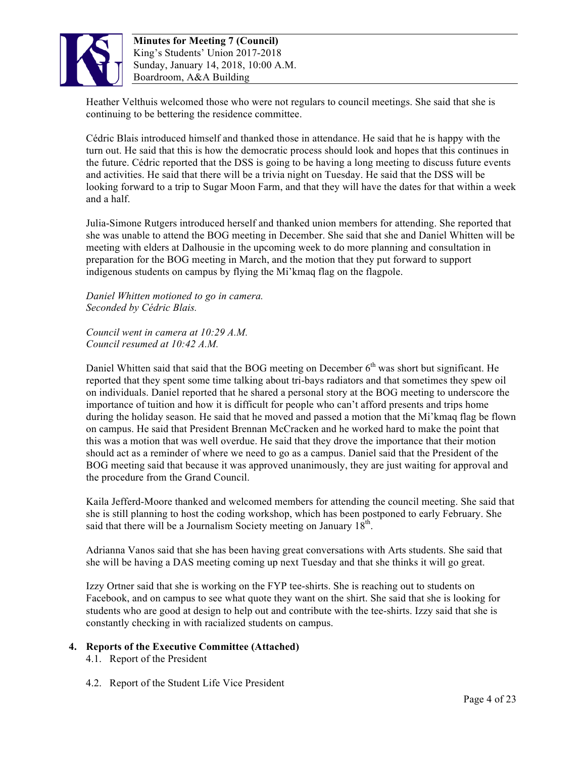Heather Velthuis welcomed those who were not regulars to council meetings. She said that she is continuing to be bettering the residence committee.

Cédric Blais introduced himself and thanked those in attendance. He said that he is happy with the turn out. He said that this is how the democratic process should look and hopes that this continues in the future. Cédric reported that the DSS is going to be having a long meeting to discuss future events and activities. He said that there will be a trivia night on Tuesday. He said that the DSS will be looking forward to a trip to Sugar Moon Farm, and that they will have the dates for that within a week and a half.

Julia-Simone Rutgers introduced herself and thanked union members for attending. She reported that she was unable to attend the BOG meeting in December. She said that she and Daniel Whitten will be meeting with elders at Dalhousie in the upcoming week to do more planning and consultation in preparation for the BOG meeting in March, and the motion that they put forward to support indigenous students on campus by flying the Mi'kmaq flag on the flagpole.

*Daniel Whitten motioned to go in camera.*
*Seconded by Cédric Blais.*

*Council went in camera at 10:29 A.M.*
*Council resumed at 10:42 A.M.*

Daniel Whitten said that said that the BOG meeting on December 6th was short but significant. He reported that they spent some time talking about tri-bays radiators and that sometimes they spew oil on individuals. Daniel reported that he shared a personal story at the BOG meeting to underscore the importance of tuition and how it is difficult for people who can't afford presents and trips home during the holiday season. He said that he moved and passed a motion that the Mi'kmaq flag be flown on campus. He said that President Brennan McCracken and he worked hard to make the point that this was a motion that was well overdue. He said that they drove the importance that their motion should act as a reminder of where we need to go as a campus. Daniel said that the President of the BOG meeting said that because it was approved unanimously, they are just waiting for approval and the procedure from the Grand Council.

Kaila Jefferd-Moore thanked and welcomed members for attending the council meeting. She said that she is still planning to host the coding workshop, which has been postponed to early February. She said that there will be a Journalism Society meeting on January 18th.

Adrianna Vanos said that she has been having great conversations with Arts students. She said that she will be having a DAS meeting coming up next Tuesday and that she thinks it will go great.

Izzy Ortner said that she is working on the FYP tee-shirts. She is reaching out to students on Facebook, and on campus to see what quote they want on the shirt. She said that she is looking for students who are good at design to help out and contribute with the tee-shirts. Izzy said that she is constantly checking in with racialized students on campus.

**4. Reports of the Executive Committee (Attached)**

4.1. Report of the President

4.2. Report of the Student Life Vice President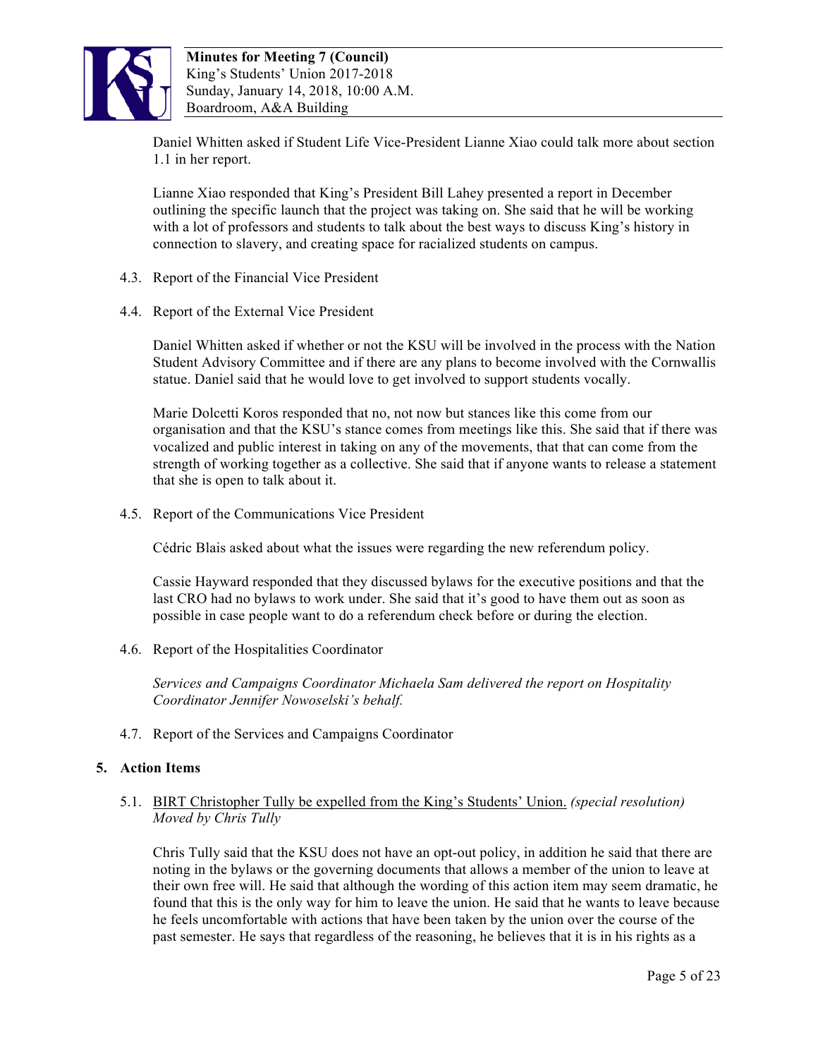Daniel Whitten asked if Student Life Vice-President Lianne Xiao could talk more about section 1.1 in her report.

Lianne Xiao responded that King's President Bill Lahey presented a report in December outlining the specific launch that the project was taking on. She said that he will be working with a lot of professors and students to talk about the best ways to discuss King's history in connection to slavery, and creating space for racialized students on campus.

4.3. Report of the Financial Vice President

4.4. Report of the External Vice President

Daniel Whitten asked if whether or not the KSU will be involved in the process with the Nation Student Advisory Committee and if there are any plans to become involved with the Cornwallis statue. Daniel said that he would love to get involved to support students vocally.

Marie Dolcetti Koros responded that no, not now but stances like this come from our organisation and that the KSU's stance comes from meetings like this. She said that if there was vocalized and public interest in taking on any of the movements, that that can come from the strength of working together as a collective. She said that if anyone wants to release a statement that she is open to talk about it.

4.5. Report of the Communications Vice President

Cédric Blais asked about what the issues were regarding the new referendum policy.

Cassie Hayward responded that they discussed bylaws for the executive positions and that the last CRO had no bylaws to work under. She said that it's good to have them out as soon as possible in case people want to do a referendum check before or during the election.

4.6. Report of the Hospitalities Coordinator

*Services and Campaigns Coordinator Michaela Sam delivered the report on Hospitality Coordinator Jennifer Nowoselski's behalf.*

4.7. Report of the Services and Campaigns Coordinator

## 5. Action Items

5.1. <u>BIRT Christopher Tully be expelled from the King's Students' Union.</u> *(special resolution)*
*Moved by Chris Tully*

Chris Tully said that the KSU does not have an opt-out policy, in addition he said that there are noting in the bylaws or the governing documents that allows a member of the union to leave at their own free will. He said that although the wording of this action item may seem dramatic, he found that this is the only way for him to leave the union. He said that he wants to leave because he feels uncomfortable with actions that have been taken by the union over the course of the past semester. He says that regardless of the reasoning, he believes that it is in his rights as a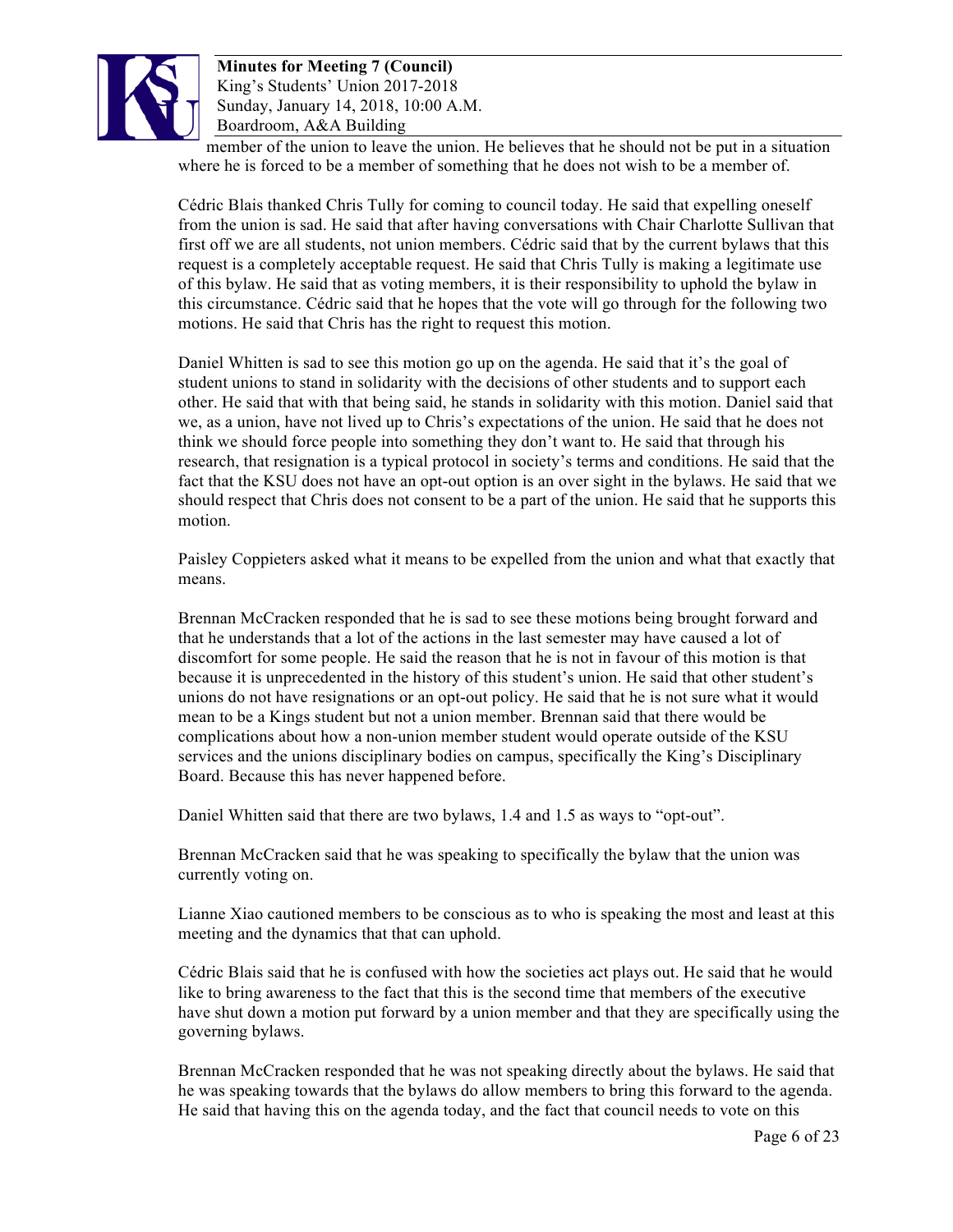member of the union to leave the union. He believes that he should not be put in a situation where he is forced to be a member of something that he does not wish to be a member of.

Cédric Blais thanked Chris Tully for coming to council today. He said that expelling oneself from the union is sad. He said that after having conversations with Chair Charlotte Sullivan that first off we are all students, not union members. Cédric said that by the current bylaws that this request is a completely acceptable request. He said that Chris Tully is making a legitimate use of this bylaw. He said that as voting members, it is their responsibility to uphold the bylaw in this circumstance. Cédric said that he hopes that the vote will go through for the following two motions. He said that Chris has the right to request this motion.

Daniel Whitten is sad to see this motion go up on the agenda. He said that it's the goal of student unions to stand in solidarity with the decisions of other students and to support each other. He said that with that being said, he stands in solidarity with this motion. Daniel said that we, as a union, have not lived up to Chris's expectations of the union. He said that he does not think we should force people into something they don't want to. He said that through his research, that resignation is a typical protocol in society's terms and conditions. He said that the fact that the KSU does not have an opt-out option is an over sight in the bylaws. He said that we should respect that Chris does not consent to be a part of the union. He said that he supports this motion.

Paisley Coppieters asked what it means to be expelled from the union and what that exactly that means.

Brennan McCracken responded that he is sad to see these motions being brought forward and that he understands that a lot of the actions in the last semester may have caused a lot of discomfort for some people. He said the reason that he is not in favour of this motion is that because it is unprecedented in the history of this student's union. He said that other student's unions do not have resignations or an opt-out policy. He said that he is not sure what it would mean to be a Kings student but not a union member. Brennan said that there would be complications about how a non-union member student would operate outside of the KSU services and the unions disciplinary bodies on campus, specifically the King's Disciplinary Board. Because this has never happened before.

Daniel Whitten said that there are two bylaws, 1.4 and 1.5 as ways to "opt-out".

Brennan McCracken said that he was speaking to specifically the bylaw that the union was currently voting on.

Lianne Xiao cautioned members to be conscious as to who is speaking the most and least at this meeting and the dynamics that that can uphold.

Cédric Blais said that he is confused with how the societies act plays out. He said that he would like to bring awareness to the fact that this is the second time that members of the executive have shut down a motion put forward by a union member and that they are specifically using the governing bylaws.

Brennan McCracken responded that he was not speaking directly about the bylaws. He said that he was speaking towards that the bylaws do allow members to bring this forward to the agenda. He said that having this on the agenda today, and the fact that council needs to vote on this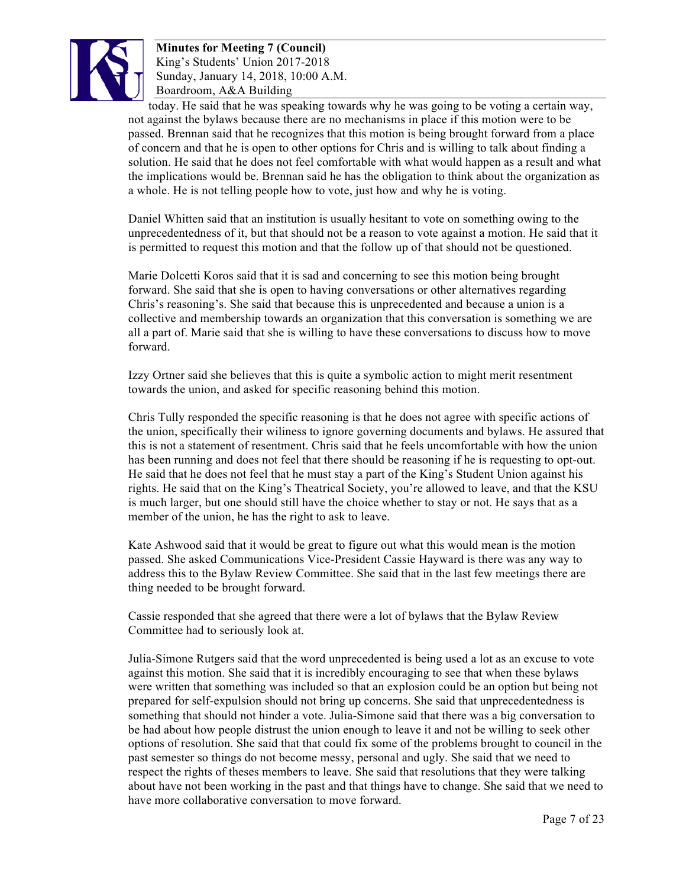today. He said that he was speaking towards why he was going to be voting a certain way, not against the bylaws because there are no mechanisms in place if this motion were to be passed. Brennan said that he recognizes that this motion is being brought forward from a place of concern and that he is open to other options for Chris and is willing to talk about finding a solution. He said that he does not feel comfortable with what would happen as a result and what the implications would be. Brennan said he has the obligation to think about the organization as a whole. He is not telling people how to vote, just how and why he is voting.

Daniel Whitten said that an institution is usually hesitant to vote on something owing to the unprecedentedness of it, but that should not be a reason to vote against a motion. He said that it is permitted to request this motion and that the follow up of that should not be questioned.

Marie Dolcetti Koros said that it is sad and concerning to see this motion being brought forward. She said that she is open to having conversations or other alternatives regarding Chris's reasoning's. She said that because this is unprecedented and because a union is a collective and membership towards an organization that this conversation is something we are all a part of. Marie said that she is willing to have these conversations to discuss how to move forward.

Izzy Ortner said she believes that this is quite a symbolic action to might merit resentment towards the union, and asked for specific reasoning behind this motion.

Chris Tully responded the specific reasoning is that he does not agree with specific actions of the union, specifically their wiliness to ignore governing documents and bylaws. He assured that this is not a statement of resentment. Chris said that he feels uncomfortable with how the union has been running and does not feel that there should be reasoning if he is requesting to opt-out. He said that he does not feel that he must stay a part of the King's Student Union against his rights. He said that on the King's Theatrical Society, you're allowed to leave, and that the KSU is much larger, but one should still have the choice whether to stay or not. He says that as a member of the union, he has the right to ask to leave.

Kate Ashwood said that it would be great to figure out what this would mean is the motion passed. She asked Communications Vice-President Cassie Hayward is there was any way to address this to the Bylaw Review Committee. She said that in the last few meetings there are thing needed to be brought forward.

Cassie responded that she agreed that there were a lot of bylaws that the Bylaw Review Committee had to seriously look at.

Julia-Simone Rutgers said that the word unprecedented is being used a lot as an excuse to vote against this motion. She said that it is incredibly encouraging to see that when these bylaws were written that something was included so that an explosion could be an option but being not prepared for self-expulsion should not bring up concerns. She said that unprecedentedness is something that should not hinder a vote. Julia-Simone said that there was a big conversation to be had about how people distrust the union enough to leave it and not be willing to seek other options of resolution. She said that that could fix some of the problems brought to council in the past semester so things do not become messy, personal and ugly. She said that we need to respect the rights of theses members to leave. She said that resolutions that they were talking about have not been working in the past and that things have to change. She said that we need to have more collaborative conversation to move forward.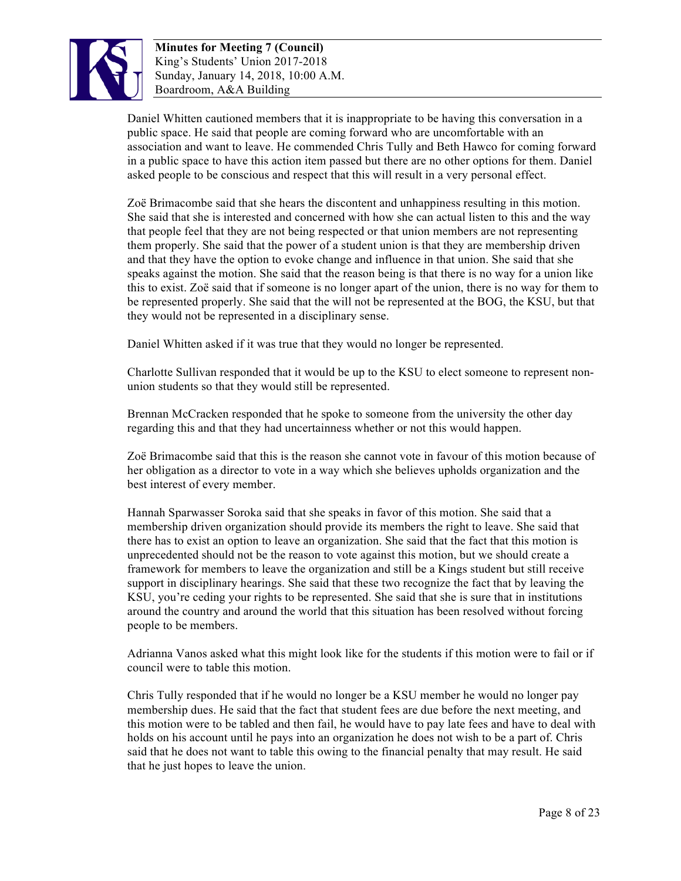Daniel Whitten cautioned members that it is inappropriate to be having this conversation in a public space. He said that people are coming forward who are uncomfortable with an association and want to leave. He commended Chris Tully and Beth Hawco for coming forward in a public space to have this action item passed but there are no other options for them. Daniel asked people to be conscious and respect that this will result in a very personal effect.

Zoë Brimacombe said that she hears the discontent and unhappiness resulting in this motion. She said that she is interested and concerned with how she can actual listen to this and the way that people feel that they are not being respected or that union members are not representing them properly. She said that the power of a student union is that they are membership driven and that they have the option to evoke change and influence in that union. She said that she speaks against the motion. She said that the reason being is that there is no way for a union like this to exist. Zoë said that if someone is no longer apart of the union, there is no way for them to be represented properly. She said that the will not be represented at the BOG, the KSU, but that they would not be represented in a disciplinary sense.

Daniel Whitten asked if it was true that they would no longer be represented.

Charlotte Sullivan responded that it would be up to the KSU to elect someone to represent non-union students so that they would still be represented.

Brennan McCracken responded that he spoke to someone from the university the other day regarding this and that they had uncertainness whether or not this would happen.

Zoë Brimacombe said that this is the reason she cannot vote in favour of this motion because of her obligation as a director to vote in a way which she believes upholds organization and the best interest of every member.

Hannah Sparwasser Soroka said that she speaks in favor of this motion. She said that a membership driven organization should provide its members the right to leave. She said that there has to exist an option to leave an organization. She said that the fact that this motion is unprecedented should not be the reason to vote against this motion, but we should create a framework for members to leave the organization and still be a Kings student but still receive support in disciplinary hearings. She said that these two recognize the fact that by leaving the KSU, you're ceding your rights to be represented. She said that she is sure that in institutions around the country and around the world that this situation has been resolved without forcing people to be members.

Adrianna Vanos asked what this might look like for the students if this motion were to fail or if council were to table this motion.

Chris Tully responded that if he would no longer be a KSU member he would no longer pay membership dues. He said that the fact that student fees are due before the next meeting, and this motion were to be tabled and then fail, he would have to pay late fees and have to deal with holds on his account until he pays into an organization he does not wish to be a part of. Chris said that he does not want to table this owing to the financial penalty that may result. He said that he just hopes to leave the union.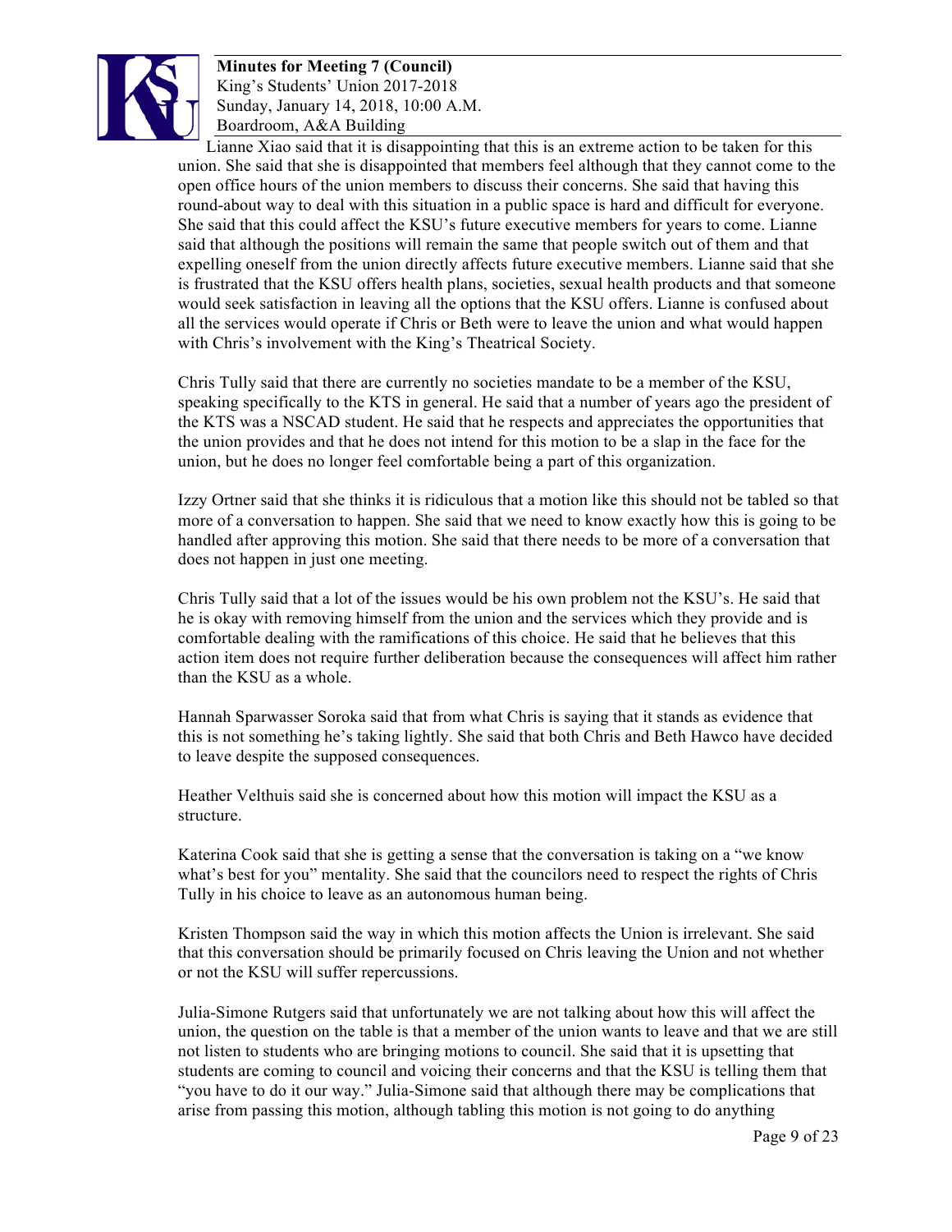Lianne Xiao said that it is disappointing that this is an extreme action to be taken for this union. She said that she is disappointed that members feel although that they cannot come to the open office hours of the union members to discuss their concerns. She said that having this round-about way to deal with this situation in a public space is hard and difficult for everyone. She said that this could affect the KSU's future executive members for years to come. Lianne said that although the positions will remain the same that people switch out of them and that expelling oneself from the union directly affects future executive members. Lianne said that she is frustrated that the KSU offers health plans, societies, sexual health products and that someone would seek satisfaction in leaving all the options that the KSU offers. Lianne is confused about all the services would operate if Chris or Beth were to leave the union and what would happen with Chris's involvement with the King's Theatrical Society.

Chris Tully said that there are currently no societies mandate to be a member of the KSU, speaking specifically to the KTS in general. He said that a number of years ago the president of the KTS was a NSCAD student. He said that he respects and appreciates the opportunities that the union provides and that he does not intend for this motion to be a slap in the face for the union, but he does no longer feel comfortable being a part of this organization.

Izzy Ortner said that she thinks it is ridiculous that a motion like this should not be tabled so that more of a conversation to happen. She said that we need to know exactly how this is going to be handled after approving this motion. She said that there needs to be more of a conversation that does not happen in just one meeting.

Chris Tully said that a lot of the issues would be his own problem not the KSU's. He said that he is okay with removing himself from the union and the services which they provide and is comfortable dealing with the ramifications of this choice. He said that he believes that this action item does not require further deliberation because the consequences will affect him rather than the KSU as a whole.

Hannah Sparwasser Soroka said that from what Chris is saying that it stands as evidence that this is not something he's taking lightly. She said that both Chris and Beth Hawco have decided to leave despite the supposed consequences.

Heather Velthuis said she is concerned about how this motion will impact the KSU as a structure.

Katerina Cook said that she is getting a sense that the conversation is taking on a "we know what's best for you" mentality. She said that the councilors need to respect the rights of Chris Tully in his choice to leave as an autonomous human being.

Kristen Thompson said the way in which this motion affects the Union is irrelevant. She said that this conversation should be primarily focused on Chris leaving the Union and not whether or not the KSU will suffer repercussions.

Julia-Simone Rutgers said that unfortunately we are not talking about how this will affect the union, the question on the table is that a member of the union wants to leave and that we are still not listen to students who are bringing motions to council. She said that it is upsetting that students are coming to council and voicing their concerns and that the KSU is telling them that "you have to do it our way." Julia-Simone said that although there may be complications that arise from passing this motion, although tabling this motion is not going to do anything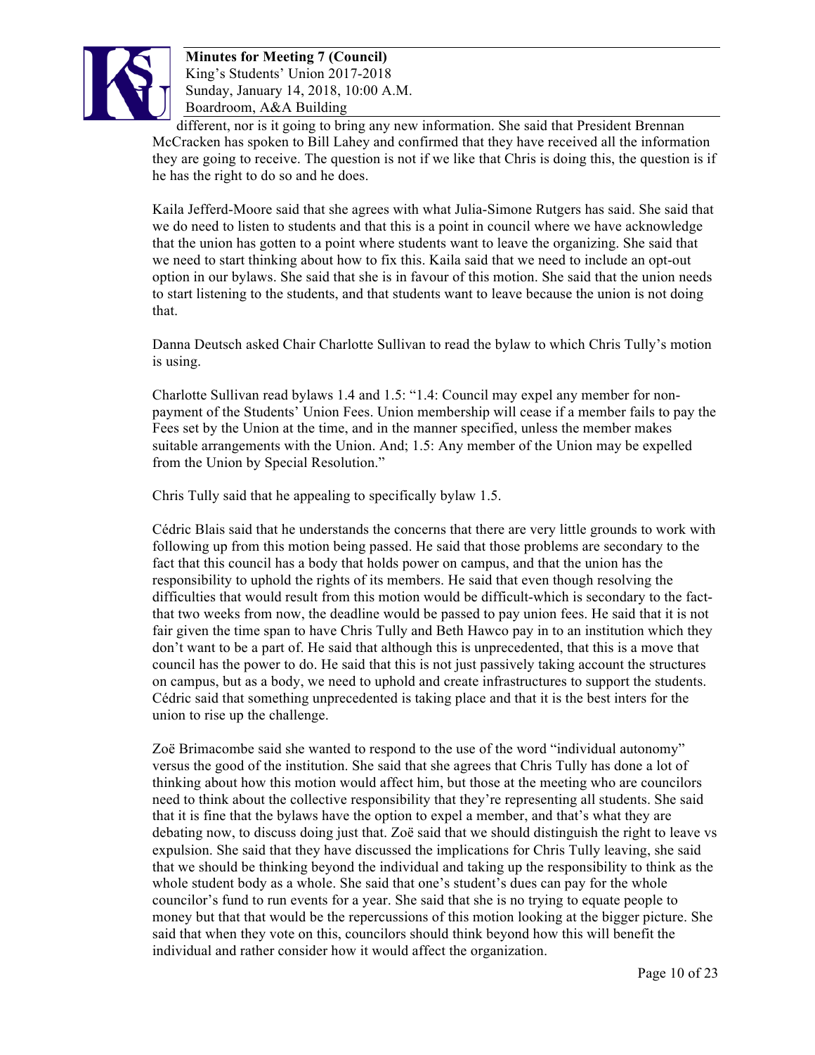different, nor is it going to bring any new information. She said that President Brennan McCracken has spoken to Bill Lahey and confirmed that they have received all the information they are going to receive. The question is not if we like that Chris is doing this, the question is if he has the right to do so and he does.

Kaila Jefferd-Moore said that she agrees with what Julia-Simone Rutgers has said. She said that we do need to listen to students and that this is a point in council where we have acknowledge that the union has gotten to a point where students want to leave the organizing. She said that we need to start thinking about how to fix this. Kaila said that we need to include an opt-out option in our bylaws. She said that she is in favour of this motion. She said that the union needs to start listening to the students, and that students want to leave because the union is not doing that.

Danna Deutsch asked Chair Charlotte Sullivan to read the bylaw to which Chris Tully's motion is using.

Charlotte Sullivan read bylaws 1.4 and 1.5: "1.4: Council may expel any member for non-payment of the Students' Union Fees. Union membership will cease if a member fails to pay the Fees set by the Union at the time, and in the manner specified, unless the member makes suitable arrangements with the Union. And; 1.5: Any member of the Union may be expelled from the Union by Special Resolution."

Chris Tully said that he appealing to specifically bylaw 1.5.

Cédric Blais said that he understands the concerns that there are very little grounds to work with following up from this motion being passed. He said that those problems are secondary to the fact that this council has a body that holds power on campus, and that the union has the responsibility to uphold the rights of its members. He said that even though resolving the difficulties that would result from this motion would be difficult-which is secondary to the fact-that two weeks from now, the deadline would be passed to pay union fees. He said that it is not fair given the time span to have Chris Tully and Beth Hawco pay in to an institution which they don't want to be a part of. He said that although this is unprecedented, that this is a move that council has the power to do. He said that this is not just passively taking account the structures on campus, but as a body, we need to uphold and create infrastructures to support the students. Cédric said that something unprecedented is taking place and that it is the best inters for the union to rise up the challenge.

Zoë Brimacombe said she wanted to respond to the use of the word "individual autonomy" versus the good of the institution. She said that she agrees that Chris Tully has done a lot of thinking about how this motion would affect him, but those at the meeting who are councilors need to think about the collective responsibility that they're representing all students. She said that it is fine that the bylaws have the option to expel a member, and that's what they are debating now, to discuss doing just that. Zoë said that we should distinguish the right to leave vs expulsion. She said that they have discussed the implications for Chris Tully leaving, she said that we should be thinking beyond the individual and taking up the responsibility to think as the whole student body as a whole. She said that one's student's dues can pay for the whole councilor's fund to run events for a year. She said that she is no trying to equate people to money but that that would be the repercussions of this motion looking at the bigger picture. She said that when they vote on this, councilors should think beyond how this will benefit the individual and rather consider how it would affect the organization.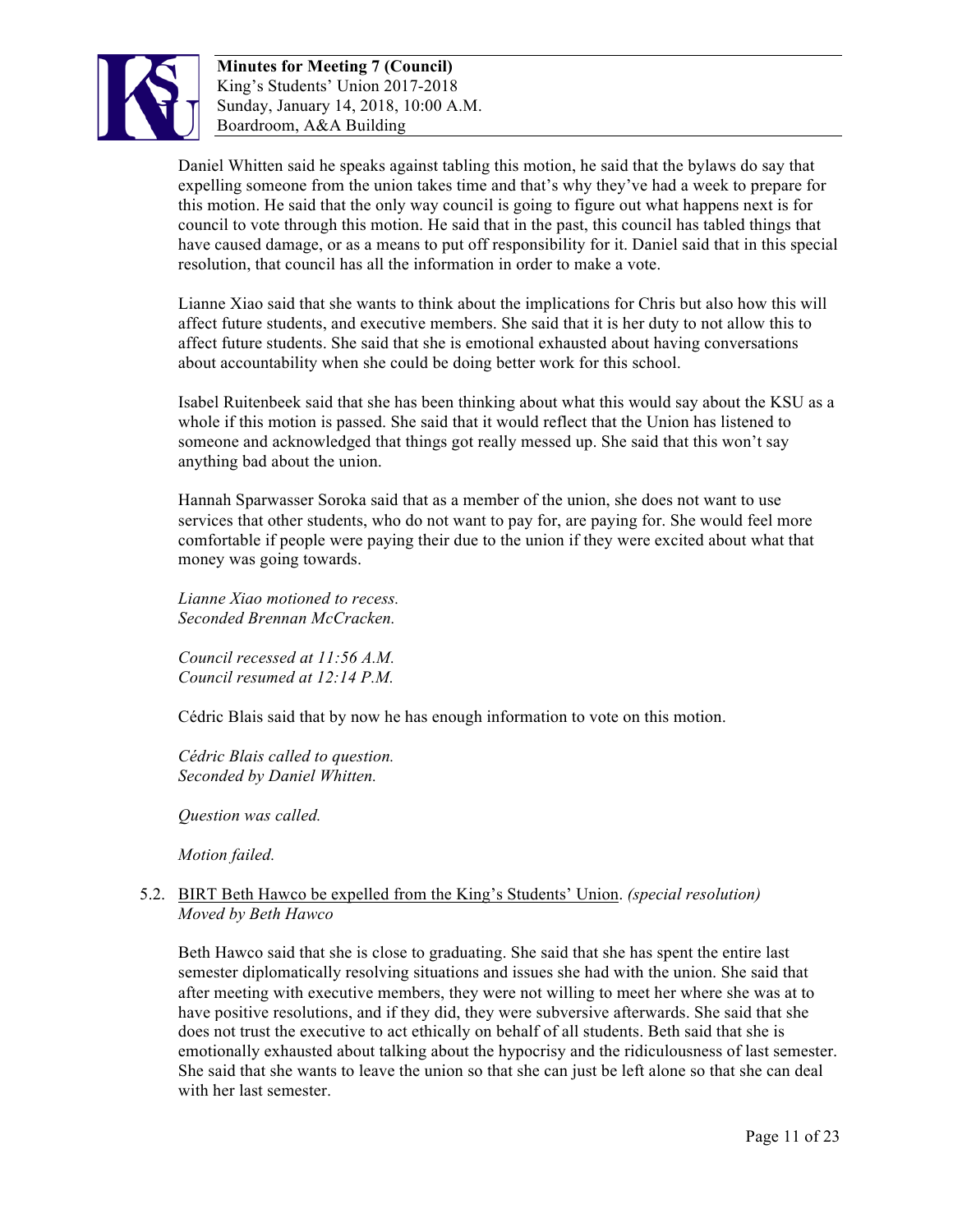Daniel Whitten said he speaks against tabling this motion, he said that the bylaws do say that expelling someone from the union takes time and that's why they've had a week to prepare for this motion. He said that the only way council is going to figure out what happens next is for council to vote through this motion. He said that in the past, this council has tabled things that have caused damage, or as a means to put off responsibility for it. Daniel said that in this special resolution, that council has all the information in order to make a vote.

Lianne Xiao said that she wants to think about the implications for Chris but also how this will affect future students, and executive members. She said that it is her duty to not allow this to affect future students. She said that she is emotional exhausted about having conversations about accountability when she could be doing better work for this school.

Isabel Ruitenbeek said that she has been thinking about what this would say about the KSU as a whole if this motion is passed. She said that it would reflect that the Union has listened to someone and acknowledged that things got really messed up. She said that this won't say anything bad about the union.

Hannah Sparwasser Soroka said that as a member of the union, she does not want to use services that other students, who do not want to pay for, are paying for. She would feel more comfortable if people were paying their due to the union if they were excited about what that money was going towards.

*Lianne Xiao motioned to recess.*
*Seconded Brennan McCracken.*

*Council recessed at 11:56 A.M.*
*Council resumed at 12:14 P.M.*

Cédric Blais said that by now he has enough information to vote on this motion.

*Cédric Blais called to question.*
*Seconded by Daniel Whitten.*

*Question was called.*

*Motion failed.*

5.2. BIRT Beth Hawco be expelled from the King's Students' Union. *(special resolution)*
*Moved by Beth Hawco*

Beth Hawco said that she is close to graduating. She said that she has spent the entire last semester diplomatically resolving situations and issues she had with the union. She said that after meeting with executive members, they were not willing to meet her where she was at to have positive resolutions, and if they did, they were subversive afterwards. She said that she does not trust the executive to act ethically on behalf of all students. Beth said that she is emotionally exhausted about talking about the hypocrisy and the ridiculousness of last semester. She said that she wants to leave the union so that she can just be left alone so that she can deal with her last semester.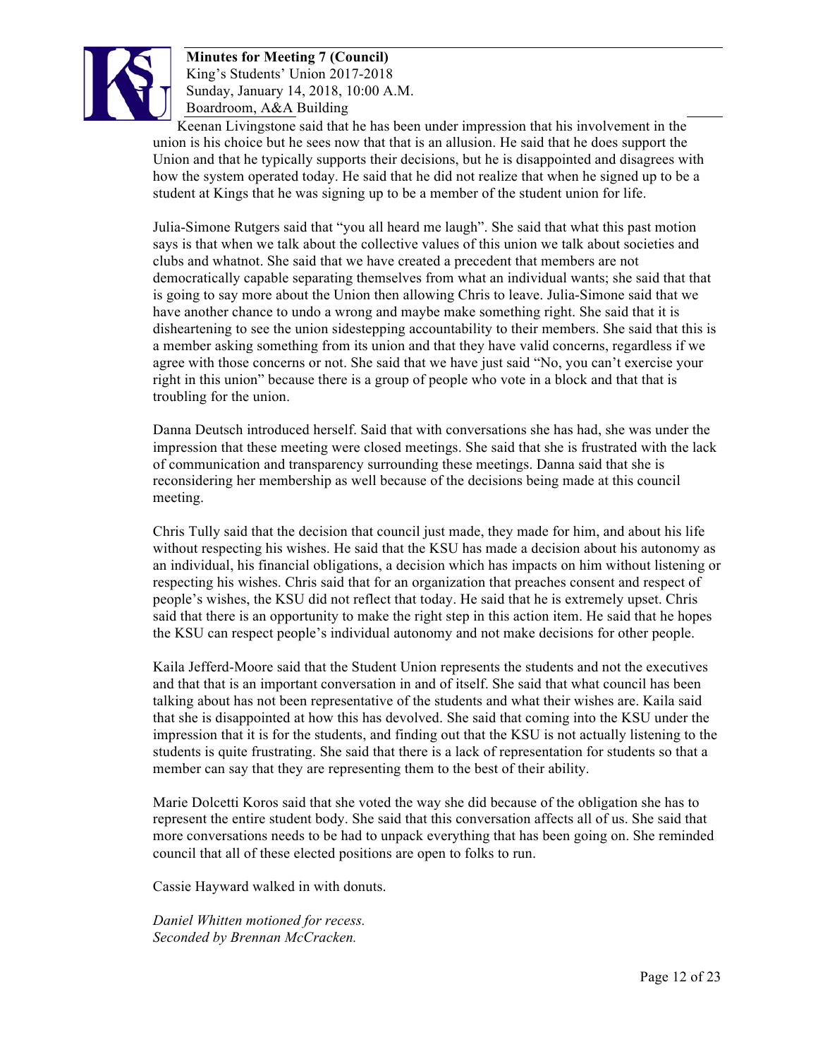Keenan Livingstone said that he has been under impression that his involvement in the union is his choice but he sees now that that is an allusion. He said that he does support the Union and that he typically supports their decisions, but he is disappointed and disagrees with how the system operated today. He said that he did not realize that when he signed up to be a student at Kings that he was signing up to be a member of the student union for life.

Julia-Simone Rutgers said that "you all heard me laugh". She said that what this past motion says is that when we talk about the collective values of this union we talk about societies and clubs and whatnot. She said that we have created a precedent that members are not democratically capable separating themselves from what an individual wants; she said that that is going to say more about the Union then allowing Chris to leave. Julia-Simone said that we have another chance to undo a wrong and maybe make something right. She said that it is disheartening to see the union sidestepping accountability to their members. She said that this is a member asking something from its union and that they have valid concerns, regardless if we agree with those concerns or not. She said that we have just said "No, you can't exercise your right in this union" because there is a group of people who vote in a block and that that is troubling for the union.

Danna Deutsch introduced herself. Said that with conversations she has had, she was under the impression that these meeting were closed meetings. She said that she is frustrated with the lack of communication and transparency surrounding these meetings. Danna said that she is reconsidering her membership as well because of the decisions being made at this council meeting.

Chris Tully said that the decision that council just made, they made for him, and about his life without respecting his wishes. He said that the KSU has made a decision about his autonomy as an individual, his financial obligations, a decision which has impacts on him without listening or respecting his wishes. Chris said that for an organization that preaches consent and respect of people's wishes, the KSU did not reflect that today. He said that he is extremely upset. Chris said that there is an opportunity to make the right step in this action item. He said that he hopes the KSU can respect people's individual autonomy and not make decisions for other people.

Kaila Jefferd-Moore said that the Student Union represents the students and not the executives and that that is an important conversation in and of itself. She said that what council has been talking about has not been representative of the students and what their wishes are. Kaila said that she is disappointed at how this has devolved. She said that coming into the KSU under the impression that it is for the students, and finding out that the KSU is not actually listening to the students is quite frustrating. She said that there is a lack of representation for students so that a member can say that they are representing them to the best of their ability.

Marie Dolcetti Koros said that she voted the way she did because of the obligation she has to represent the entire student body. She said that this conversation affects all of us. She said that more conversations needs to be had to unpack everything that has been going on. She reminded council that all of these elected positions are open to folks to run.

Cassie Hayward walked in with donuts.

*Daniel Whitten motioned for recess.*
*Seconded by Brennan McCracken.*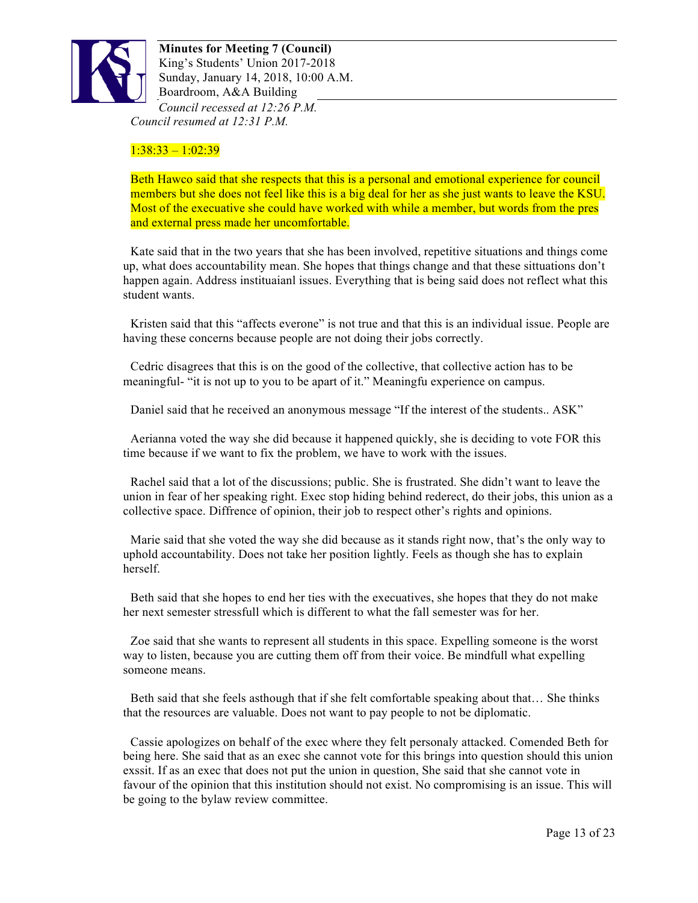*Council recessed at 12:26 P.M.*
*Council resumed at 12:31 P.M.*

1:38:33 – 1:02:39

Beth Hawco said that she respects that this is a personal and emotional experience for council members but she does not feel like this is a big deal for her as she just wants to leave the KSU. Most of the executive she could have worked with while a member, but words from the pres and external press made her uncomfortable.

Kate said that in the two years that she has been involved, repetitive situations and things come up, what does accountability mean. She hopes that things change and that these sittuations don't happen again. Address instituaianl issues. Everything that is being said does not reflect what this student wants.

Kristen said that this "affects everone" is not true and that this is an individual issue. People are having these concerns because people are not doing their jobs correctly.

Cedric disagrees that this is on the good of the collective, that collective action has to be meaningful- "it is not up to you to be apart of it." Meaningfu experience on campus.

Daniel said that he received an anonymous message "If the interest of the students.. ASK"

Aerianna voted the way she did because it happened quickly, she is deciding to vote FOR this time because if we want to fix the problem, we have to work with the issues.

Rachel said that a lot of the discussions; public. She is frustrated. She didn't want to leave the union in fear of her speaking right. Exec stop hiding behind rederect, do their jobs, this union as a collective space. Diffrence of opinion, their job to respect other's rights and opinions.

Marie said that she voted the way she did because as it stands right now, that's the only way to uphold accountability. Does not take her position lightly. Feels as though she has to explain herself.

Beth said that she hopes to end her ties with the execuatives, she hopes that they do not make her next semester stressfull which is different to what the fall semester was for her.

Zoe said that she wants to represent all students in this space. Expelling someone is the worst way to listen, because you are cutting them off from their voice. Be mindfull what expelling someone means.

Beth said that she feels asthough that if she felt comfortable speaking about that… She thinks that the resources are valuable. Does not want to pay people to not be diplomatic.

Cassie apologizes on behalf of the exec where they felt personaly attacked. Comended Beth for being here. She said that as an exec she cannot vote for this brings into question should this union exssit. If as an exec that does not put the union in question, She said that she cannot vote in favour of the opinion that this institution should not exist. No compromising is an issue. This will be going to the bylaw review committee.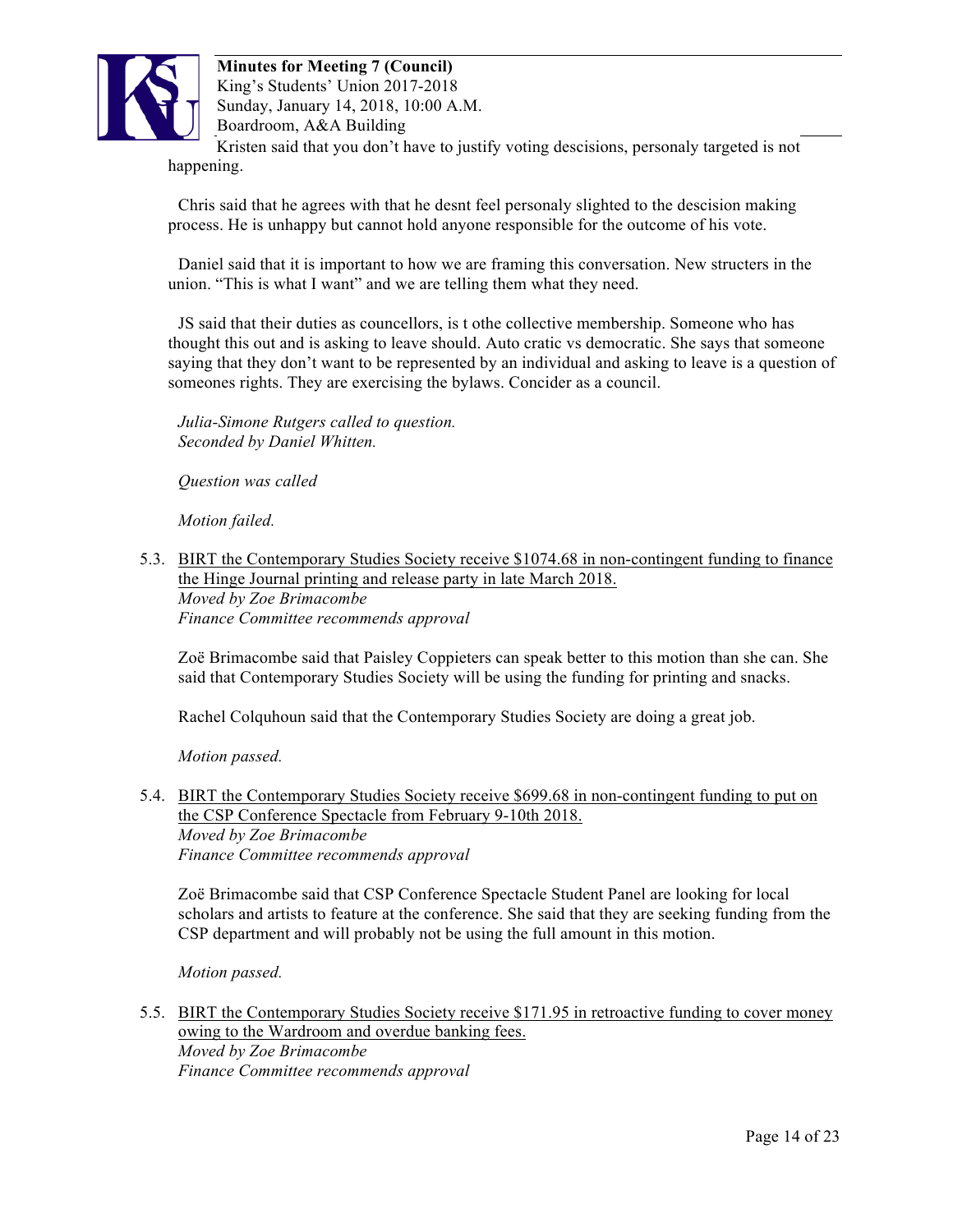Kristen said that you don't have to justify voting descisions, personaly targeted is not happening.

Chris said that he agrees with that he desnt feel personaly slighted to the descision making process. He is unhappy but cannot hold anyone responsible for the outcome of his vote.

Daniel said that it is important to how we are framing this conversation. New structers in the union. "This is what I want" and we are telling them what they need.

JS said that their duties as councellors, is t othe collective membership. Someone who has thought this out and is asking to leave should. Auto cratic vs democratic. She says that someone saying that they don't want to be represented by an individual and asking to leave is a question of someones rights. They are exercising the bylaws. Concider as a council.

*Julia-Simone Rutgers called to question.*
*Seconded by Daniel Whitten.*

*Question was called*

*Motion failed.*

5.3. BIRT the Contemporary Studies Society receive $1074.68 in non-contingent funding to finance the Hinge Journal printing and release party in late March 2018.
*Moved by Zoe Brimacombe*
*Finance Committee recommends approval*

Zoë Brimacombe said that Paisley Coppieters can speak better to this motion than she can. She said that Contemporary Studies Society will be using the funding for printing and snacks.

Rachel Colquhoun said that the Contemporary Studies Society are doing a great job.

*Motion passed.*

5.4. BIRT the Contemporary Studies Society receive $699.68 in non-contingent funding to put on the CSP Conference Spectacle from February 9-10th 2018.
*Moved by Zoe Brimacombe*
*Finance Committee recommends approval*

Zoë Brimacombe said that CSP Conference Spectacle Student Panel are looking for local scholars and artists to feature at the conference. She said that they are seeking funding from the CSP department and will probably not be using the full amount in this motion.

*Motion passed.*

5.5. BIRT the Contemporary Studies Society receive $171.95 in retroactive funding to cover money owing to the Wardroom and overdue banking fees.
*Moved by Zoe Brimacombe*
*Finance Committee recommends approval*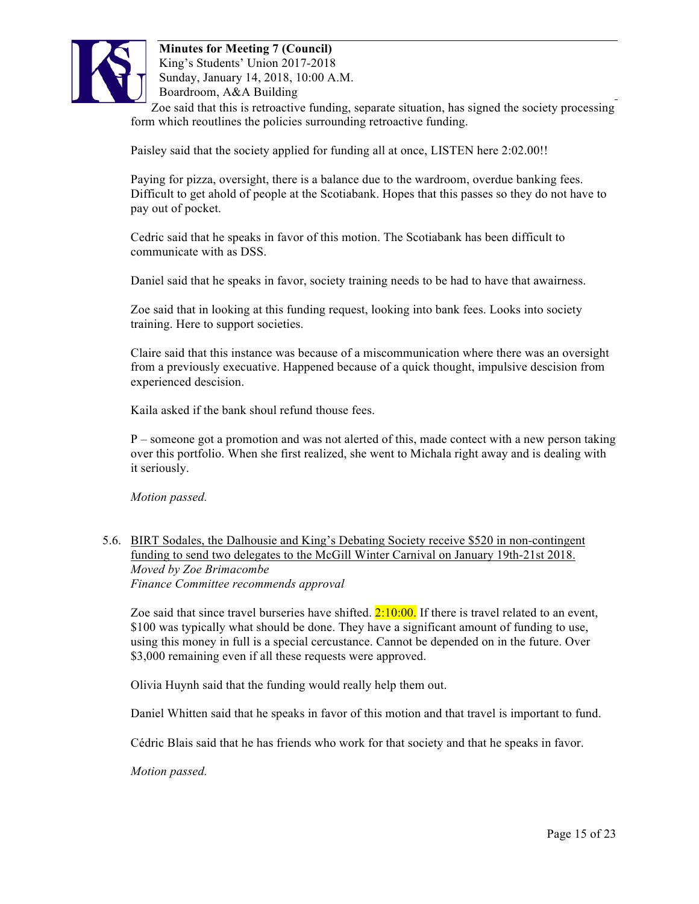Zoe said that this is retroactive funding, separate situation, has signed the society processing form which reoutlines the policies surrounding retroactive funding.

Paisley said that the society applied for funding all at once, LISTEN here 2:02.00!!

Paying for pizza, oversight, there is a balance due to the wardroom, overdue banking fees. Difficult to get ahold of people at the Scotiabank. Hopes that this passes so they do not have to pay out of pocket.

Cedric said that he speaks in favor of this motion. The Scotiabank has been difficult to communicate with as DSS.

Daniel said that he speaks in favor, society training needs to be had to have that awairness.

Zoe said that in looking at this funding request, looking into bank fees. Looks into society training. Here to support societies.

Claire said that this instance was because of a miscommunication where there was an oversight from a previously executive. Happened because of a quick thought, impulsive descision from experienced descision.

Kaila asked if the bank shoul refund thouse fees.

P – someone got a promotion and was not alerted of this, made contect with a new person taking over this portfolio. When she first realized, she went to Michala right away and is dealing with it seriously.

*Motion passed.*

5.6. BIRT Sodales, the Dalhousie and King's Debating Society receive $520 in non-contingent funding to send two delegates to the McGill Winter Carnival on January 19th-21st 2018.
*Moved by Zoe Brimacombe*
*Finance Committee recommends approval*

Zoe said that since travel burseries have shifted. 2:10:00. If there is travel related to an event, $100 was typically what should be done. They have a significant amount of funding to use, using this money in full is a special cercustance. Cannot be depended on in the future. Over $3,000 remaining even if all these requests were approved.

Olivia Huynh said that the funding would really help them out.

Daniel Whitten said that he speaks in favor of this motion and that travel is important to fund.

Cédric Blais said that he has friends who work for that society and that he speaks in favor.

*Motion passed.*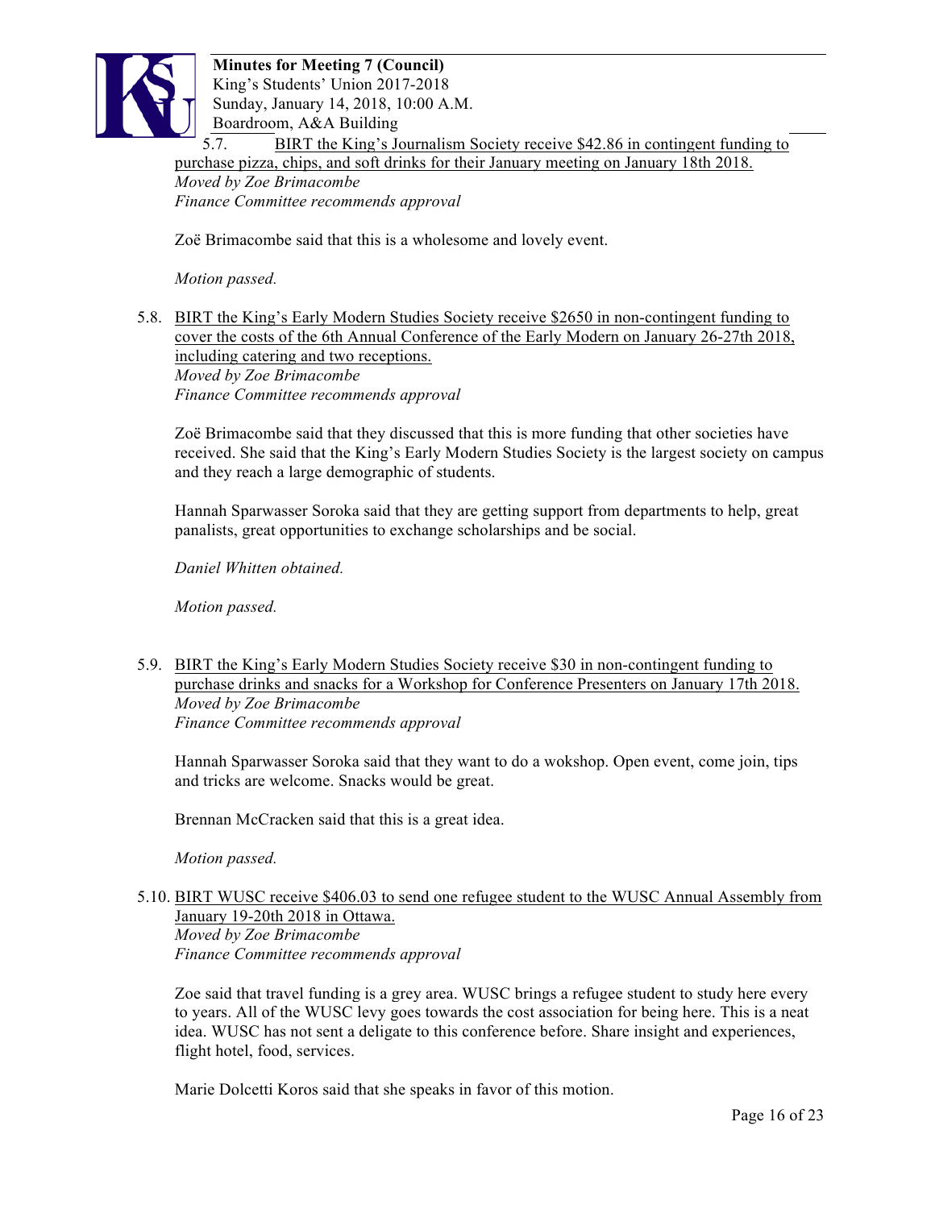5.7. BIRT the King's Journalism Society receive $42.86 in contingent funding to purchase pizza, chips, and soft drinks for their January meeting on January 18th 2018.
*Moved by Zoe Brimacombe*
*Finance Committee recommends approval*

Zoë Brimacombe said that this is a wholesome and lovely event.

*Motion passed.*

5.8. BIRT the King's Early Modern Studies Society receive $2650 in non-contingent funding to cover the costs of the 6th Annual Conference of the Early Modern on January 26-27th 2018, including catering and two receptions.
*Moved by Zoe Brimacombe*
*Finance Committee recommends approval*

Zoë Brimacombe said that they discussed that this is more funding that other societies have received. She said that the King's Early Modern Studies Society is the largest society on campus and they reach a large demographic of students.

Hannah Sparwasser Soroka said that they are getting support from departments to help, great panalists, great opportunities to exchange scholarships and be social.

*Daniel Whitten obtained.*

*Motion passed.*

5.9. BIRT the King's Early Modern Studies Society receive $30 in non-contingent funding to purchase drinks and snacks for a Workshop for Conference Presenters on January 17th 2018.
*Moved by Zoe Brimacombe*
*Finance Committee recommends approval*

Hannah Sparwasser Soroka said that they want to do a wokshop. Open event, come join, tips and tricks are welcome. Snacks would be great.

Brennan McCracken said that this is a great idea.

*Motion passed.*

5.10. BIRT WUSC receive $406.03 to send one refugee student to the WUSC Annual Assembly from January 19-20th 2018 in Ottawa.
*Moved by Zoe Brimacombe*
*Finance Committee recommends approval*

Zoe said that travel funding is a grey area. WUSC brings a refugee student to study here every to years. All of the WUSC levy goes towards the cost association for being here. This is a neat idea. WUSC has not sent a deligate to this conference before. Share insight and experiences, flight hotel, food, services.

Marie Dolcetti Koros said that she speaks in favor of this motion.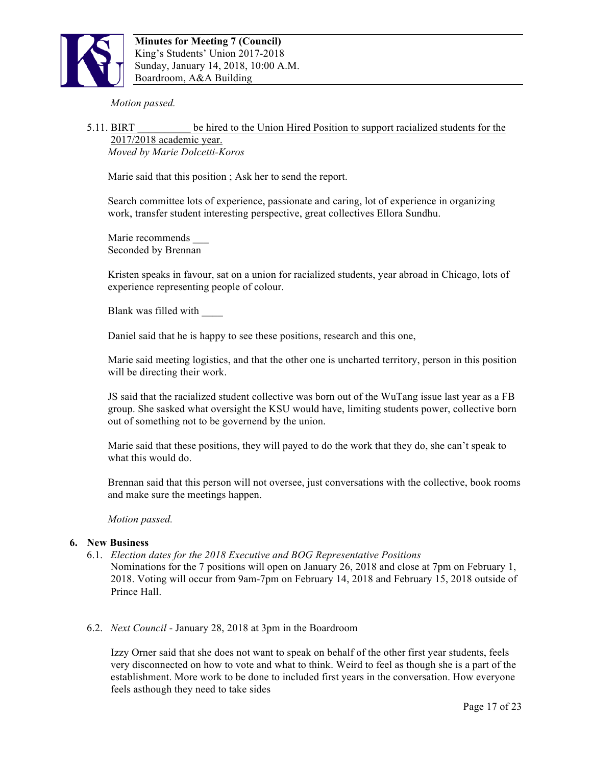*Motion passed.*

5.11. BIRT __________ be hired to the Union Hired Position to support racialized students for the 2017/2018 academic year.
*Moved by Marie Dolcetti-Koros*

Marie said that this position ; Ask her to send the report.

Search committee lots of experience, passionate and caring, lot of experience in organizing work, transfer student interesting perspective, great collectives Ellora Sundhu.

Marie recommends ___
Seconded by Brennan

Kristen speaks in favour, sat on a union for racialized students, year abroad in Chicago, lots of experience representing people of colour.

Blank was filled with ____

Daniel said that he is happy to see these positions, research and this one,

Marie said meeting logistics, and that the other one is uncharted territory, person in this position will be directing their work.

JS said that the racialized student collective was born out of the WuTang issue last year as a FB group. She sasked what oversight the KSU would have, limiting students power, collective born out of something not to be governend by the union.

Marie said that these positions, they will payed to do the work that they do, she can't speak to what this would do.

Brennan said that this person will not oversee, just conversations with the collective, book rooms and make sure the meetings happen.

*Motion passed.*

## 6. New Business

6.1. *Election dates for the 2018 Executive and BOG Representative Positions*
Nominations for the 7 positions will open on January 26, 2018 and close at 7pm on February 1, 2018. Voting will occur from 9am-7pm on February 14, 2018 and February 15, 2018 outside of Prince Hall.

6.2. *Next Council* - January 28, 2018 at 3pm in the Boardroom

Izzy Orner said that she does not want to speak on behalf of the other first year students, feels very disconnected on how to vote and what to think. Weird to feel as though she is a part of the establishment. More work to be done to included first years in the conversation. How everyone feels asthough they need to take sides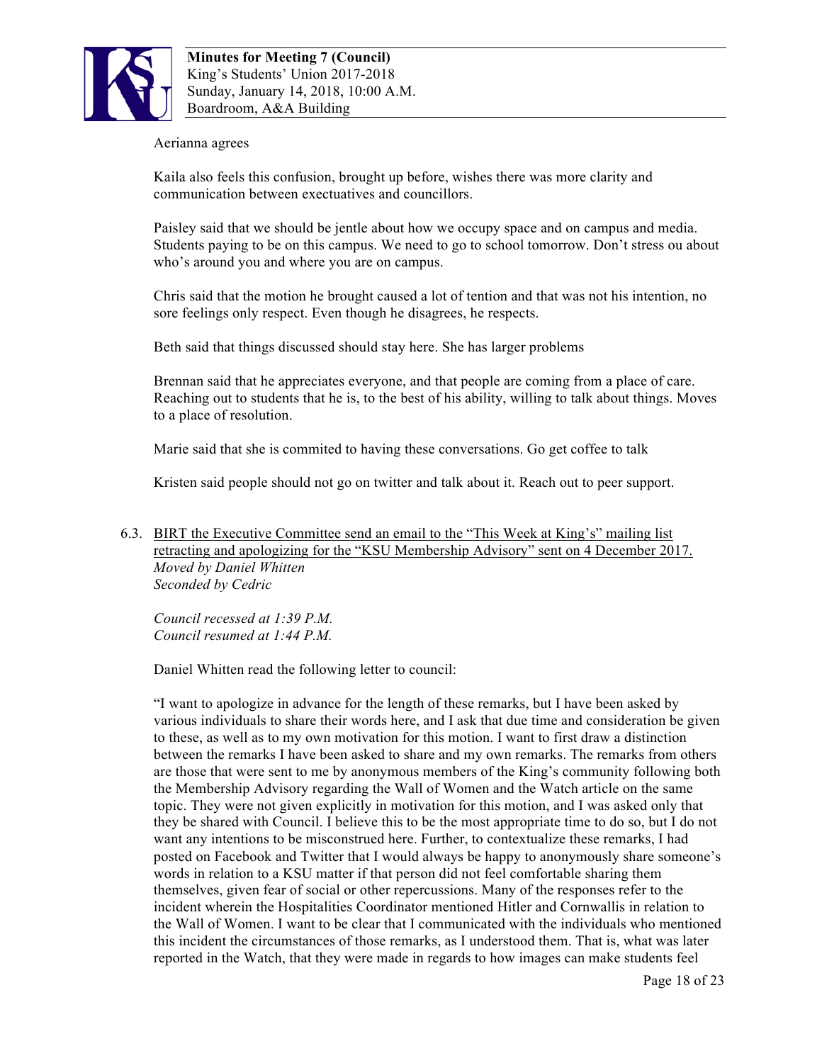Aerianna agrees

Kaila also feels this confusion, brought up before, wishes there was more clarity and communication between exectuatives and councillors.

Paisley said that we should be jentle about how we occupy space and on campus and media. Students paying to be on this campus. We need to go to school tomorrow. Don't stress ou about who's around you and where you are on campus.

Chris said that the motion he brought caused a lot of tention and that was not his intention, no sore feelings only respect. Even though he disagrees, he respects.

Beth said that things discussed should stay here. She has larger problems

Brennan said that he appreciates everyone, and that people are coming from a place of care. Reaching out to students that he is, to the best of his ability, willing to talk about things. Moves to a place of resolution.

Marie said that she is commited to having these conversations. Go get coffee to talk

Kristen said people should not go on twitter and talk about it. Reach out to peer support.

6.3. <u>BIRT the Executive Committee send an email to the "This Week at King's" mailing list retracting and apologizing for the "KSU Membership Advisory" sent on 4 December 2017.</u>
*Moved by Daniel Whitten*
*Seconded by Cedric*

*Council recessed at 1:39 P.M.*
*Council resumed at 1:44 P.M.*

Daniel Whitten read the following letter to council:

"I want to apologize in advance for the length of these remarks, but I have been asked by various individuals to share their words here, and I ask that due time and consideration be given to these, as well as to my own motivation for this motion. I want to first draw a distinction between the remarks I have been asked to share and my own remarks. The remarks from others are those that were sent to me by anonymous members of the King's community following both the Membership Advisory regarding the Wall of Women and the Watch article on the same topic. They were not given explicitly in motivation for this motion, and I was asked only that they be shared with Council. I believe this to be the most appropriate time to do so, but I do not want any intentions to be misconstrued here. Further, to contextualize these remarks, I had posted on Facebook and Twitter that I would always be happy to anonymously share someone's words in relation to a KSU matter if that person did not feel comfortable sharing them themselves, given fear of social or other repercussions. Many of the responses refer to the incident wherein the Hospitalities Coordinator mentioned Hitler and Cornwallis in relation to the Wall of Women. I want to be clear that I communicated with the individuals who mentioned this incident the circumstances of those remarks, as I understood them. That is, what was later reported in the Watch, that they were made in regards to how images can make students feel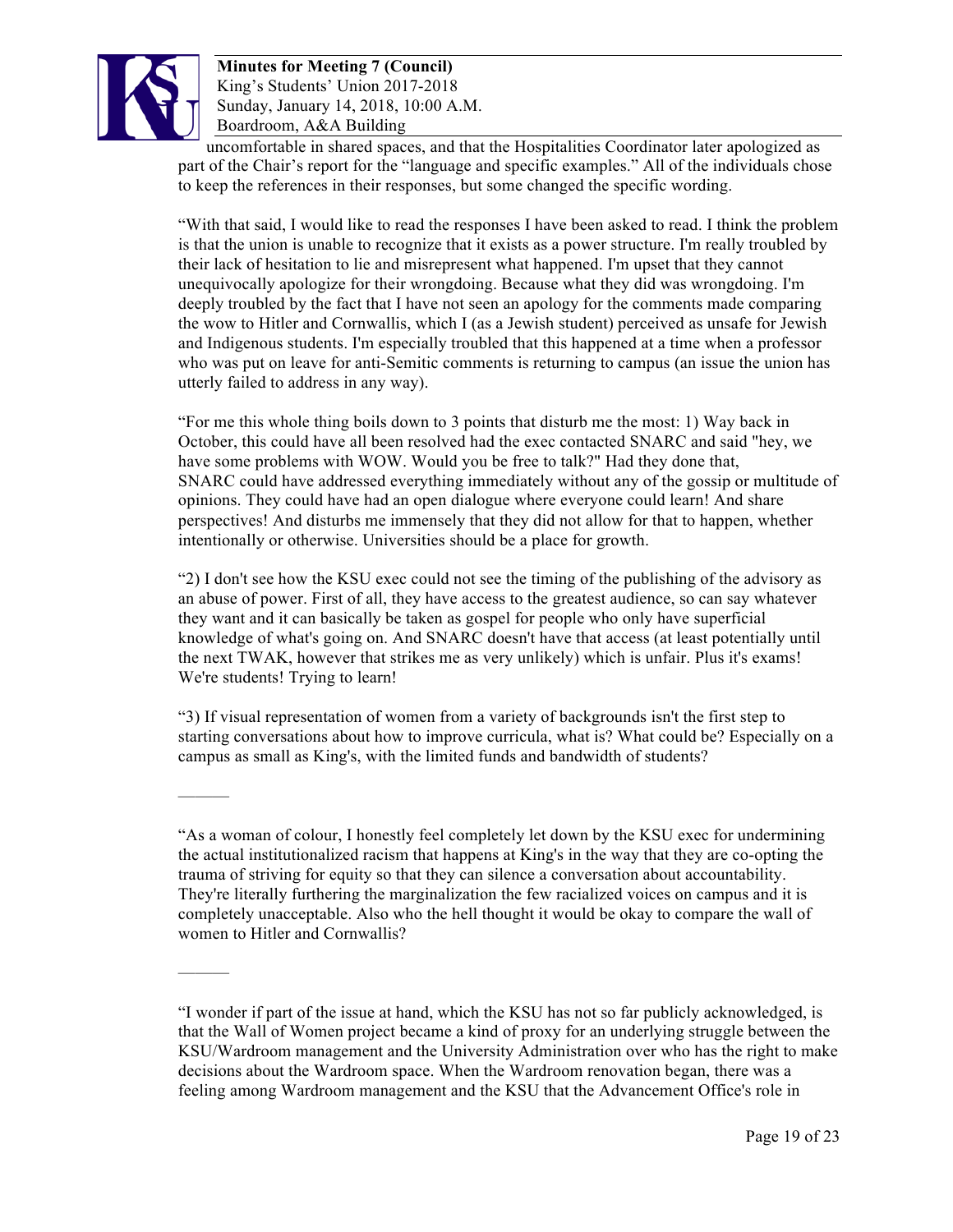uncomfortable in shared spaces, and that the Hospitalities Coordinator later apologized as part of the Chair's report for the "language and specific examples." All of the individuals chose to keep the references in their responses, but some changed the specific wording.

"With that said, I would like to read the responses I have been asked to read. I think the problem is that the union is unable to recognize that it exists as a power structure. I'm really troubled by their lack of hesitation to lie and misrepresent what happened. I'm upset that they cannot unequivocally apologize for their wrongdoing. Because what they did was wrongdoing. I'm deeply troubled by the fact that I have not seen an apology for the comments made comparing the wow to Hitler and Cornwallis, which I (as a Jewish student) perceived as unsafe for Jewish and Indigenous students. I'm especially troubled that this happened at a time when a professor who was put on leave for anti-Semitic comments is returning to campus (an issue the union has utterly failed to address in any way).

"For me this whole thing boils down to 3 points that disturb me the most: 1) Way back in October, this could have all been resolved had the exec contacted SNARC and said "hey, we have some problems with WOW. Would you be free to talk?" Had they done that, SNARC could have addressed everything immediately without any of the gossip or multitude of opinions. They could have had an open dialogue where everyone could learn! And share perspectives! And disturbs me immensely that they did not allow for that to happen, whether intentionally or otherwise. Universities should be a place for growth.

"2) I don't see how the KSU exec could not see the timing of the publishing of the advisory as an abuse of power. First of all, they have access to the greatest audience, so can say whatever they want and it can basically be taken as gospel for people who only have superficial knowledge of what's going on. And SNARC doesn't have that access (at least potentially until the next TWAK, however that strikes me as very unlikely) which is unfair. Plus it's exams! We're students! Trying to learn!

"3) If visual representation of women from a variety of backgrounds isn't the first step to starting conversations about how to improve curricula, what is? What could be? Especially on a campus as small as King's, with the limited funds and bandwidth of students?

———

"As a woman of colour, I honestly feel completely let down by the KSU exec for undermining the actual institutionalized racism that happens at King's in the way that they are co-opting the trauma of striving for equity so that they can silence a conversation about accountability. They're literally furthering the marginalization the few racialized voices on campus and it is completely unacceptable. Also who the hell thought it would be okay to compare the wall of women to Hitler and Cornwallis?

———

"I wonder if part of the issue at hand, which the KSU has not so far publicly acknowledged, is that the Wall of Women project became a kind of proxy for an underlying struggle between the KSU/Wardroom management and the University Administration over who has the right to make decisions about the Wardroom space. When the Wardroom renovation began, there was a feeling among Wardroom management and the KSU that the Advancement Office's role in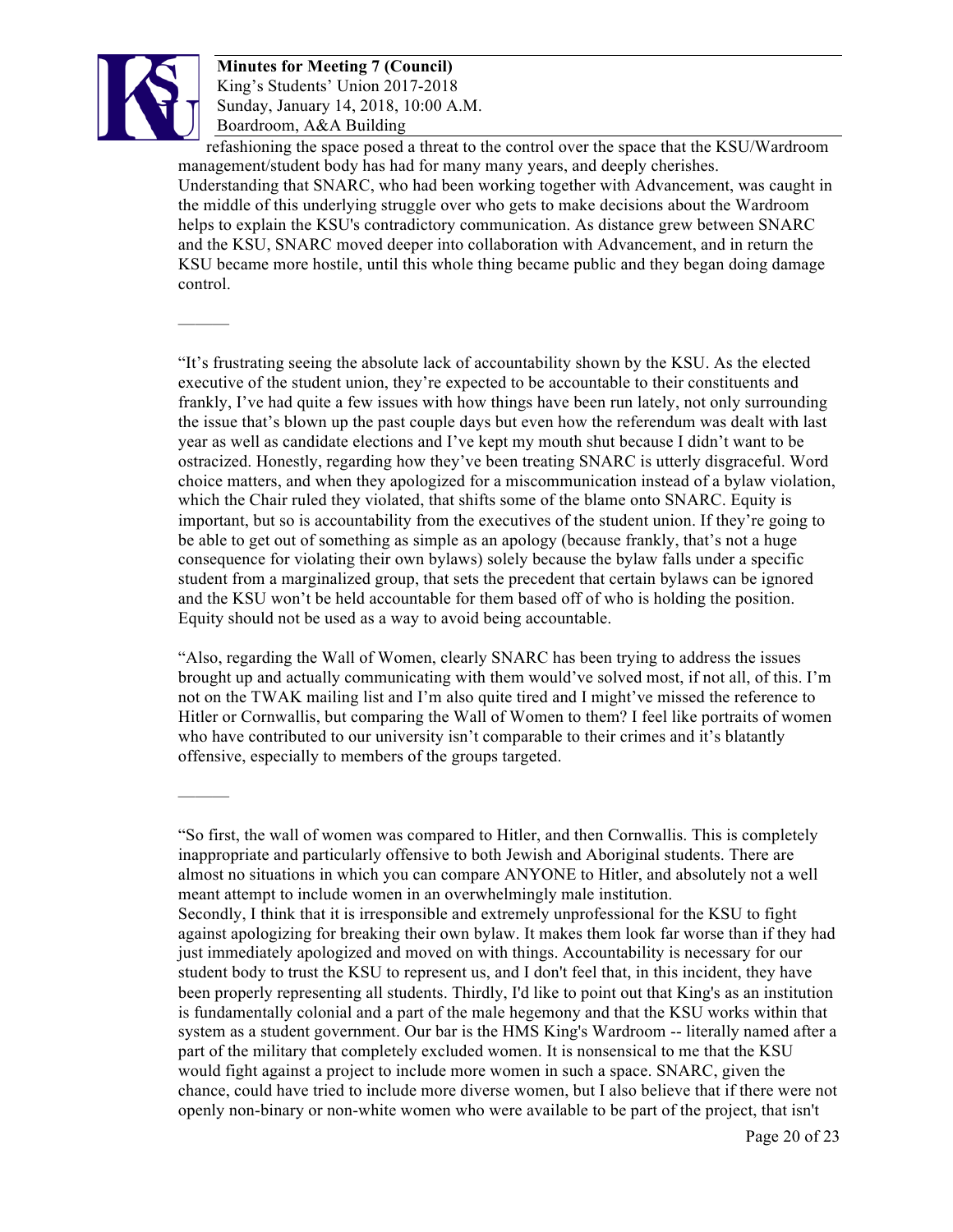refashioning the space posed a threat to the control over the space that the KSU/Wardroom management/student body has had for many many years, and deeply cherishes. Understanding that SNARC, who had been working together with Advancement, was caught in the middle of this underlying struggle over who gets to make decisions about the Wardroom helps to explain the KSU's contradictory communication. As distance grew between SNARC and the KSU, SNARC moved deeper into collaboration with Advancement, and in return the KSU became more hostile, until this whole thing became public and they began doing damage control.

———

"It's frustrating seeing the absolute lack of accountability shown by the KSU. As the elected executive of the student union, they're expected to be accountable to their constituents and frankly, I've had quite a few issues with how things have been run lately, not only surrounding the issue that's blown up the past couple days but even how the referendum was dealt with last year as well as candidate elections and I've kept my mouth shut because I didn't want to be ostracized. Honestly, regarding how they've been treating SNARC is utterly disgraceful. Word choice matters, and when they apologized for a miscommunication instead of a bylaw violation, which the Chair ruled they violated, that shifts some of the blame onto SNARC. Equity is important, but so is accountability from the executives of the student union. If they're going to be able to get out of something as simple as an apology (because frankly, that's not a huge consequence for violating their own bylaws) solely because the bylaw falls under a specific student from a marginalized group, that sets the precedent that certain bylaws can be ignored and the KSU won't be held accountable for them based off of who is holding the position. Equity should not be used as a way to avoid being accountable.

"Also, regarding the Wall of Women, clearly SNARC has been trying to address the issues brought up and actually communicating with them would've solved most, if not all, of this. I'm not on the TWAK mailing list and I'm also quite tired and I might've missed the reference to Hitler or Cornwallis, but comparing the Wall of Women to them? I feel like portraits of women who have contributed to our university isn't comparable to their crimes and it's blatantly offensive, especially to members of the groups targeted.

———

"So first, the wall of women was compared to Hitler, and then Cornwallis. This is completely inappropriate and particularly offensive to both Jewish and Aboriginal students. There are almost no situations in which you can compare ANYONE to Hitler, and absolutely not a well meant attempt to include women in an overwhelmingly male institution.
Secondly, I think that it is irresponsible and extremely unprofessional for the KSU to fight against apologizing for breaking their own bylaw. It makes them look far worse than if they had just immediately apologized and moved on with things. Accountability is necessary for our student body to trust the KSU to represent us, and I don't feel that, in this incident, they have been properly representing all students. Thirdly, I'd like to point out that King's as an institution is fundamentally colonial and a part of the male hegemony and that the KSU works within that system as a student government. Our bar is the HMS King's Wardroom -- literally named after a part of the military that completely excluded women. It is nonsensical to me that the KSU would fight against a project to include more women in such a space. SNARC, given the chance, could have tried to include more diverse women, but I also believe that if there were not openly non-binary or non-white women who were available to be part of the project, that isn't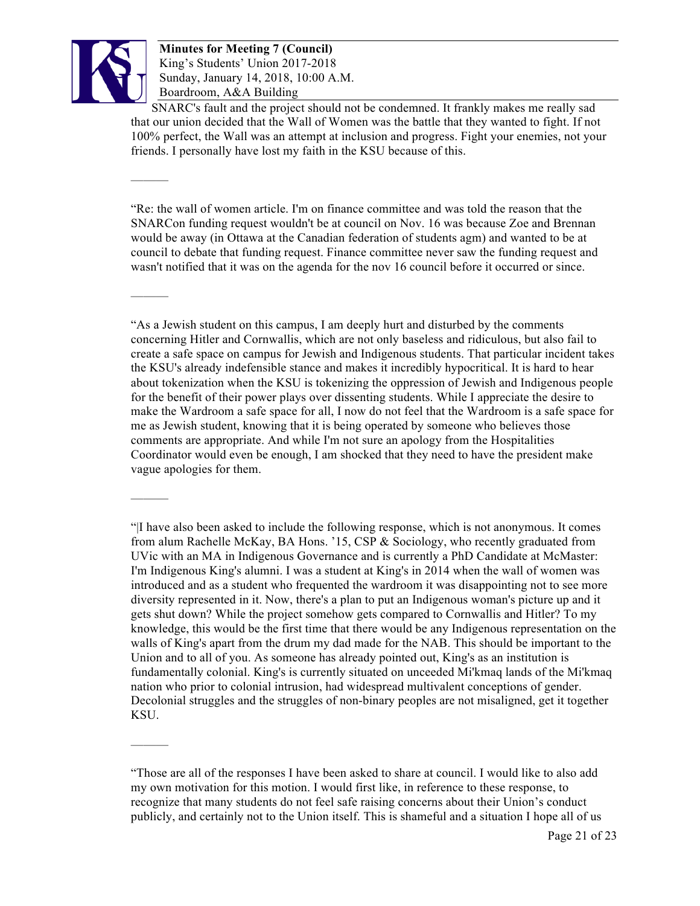SNARC's fault and the project should not be condemned. It frankly makes me really sad that our union decided that the Wall of Women was the battle that they wanted to fight. If not 100% perfect, the Wall was an attempt at inclusion and progress. Fight your enemies, not your friends. I personally have lost my faith in the KSU because of this.

———

"Re: the wall of women article. I'm on finance committee and was told the reason that the SNARCon funding request wouldn't be at council on Nov. 16 was because Zoe and Brennan would be away (in Ottawa at the Canadian federation of students agm) and wanted to be at council to debate that funding request. Finance committee never saw the funding request and wasn't notified that it was on the agenda for the nov 16 council before it occurred or since.

———

"As a Jewish student on this campus, I am deeply hurt and disturbed by the comments concerning Hitler and Cornwallis, which are not only baseless and ridiculous, but also fail to create a safe space on campus for Jewish and Indigenous students. That particular incident takes the KSU's already indefensible stance and makes it incredibly hypocritical. It is hard to hear about tokenization when the KSU is tokenizing the oppression of Jewish and Indigenous people for the benefit of their power plays over dissenting students. While I appreciate the desire to make the Wardroom a safe space for all, I now do not feel that the Wardroom is a safe space for me as Jewish student, knowing that it is being operated by someone who believes those comments are appropriate. And while I'm not sure an apology from the Hospitalities Coordinator would even be enough, I am shocked that they need to have the president make vague apologies for them.

———

"|I have also been asked to include the following response, which is not anonymous. It comes from alum Rachelle McKay, BA Hons. '15, CSP & Sociology, who recently graduated from UVic with an MA in Indigenous Governance and is currently a PhD Candidate at McMaster: I'm Indigenous King's alumni. I was a student at King's in 2014 when the wall of women was introduced and as a student who frequented the wardroom it was disappointing not to see more diversity represented in it. Now, there's a plan to put an Indigenous woman's picture up and it gets shut down? While the project somehow gets compared to Cornwallis and Hitler? To my knowledge, this would be the first time that there would be any Indigenous representation on the walls of King's apart from the drum my dad made for the NAB. This should be important to the Union and to all of you. As someone has already pointed out, King's as an institution is fundamentally colonial. King's is currently situated on unceeded Mi'kmaq lands of the Mi'kmaq nation who prior to colonial intrusion, had widespread multivalent conceptions of gender. Decolonial struggles and the struggles of non-binary peoples are not misaligned, get it together KSU.

———

"Those are all of the responses I have been asked to share at council. I would like to also add my own motivation for this motion. I would first like, in reference to these response, to recognize that many students do not feel safe raising concerns about their Union's conduct publicly, and certainly not to the Union itself. This is shameful and a situation I hope all of us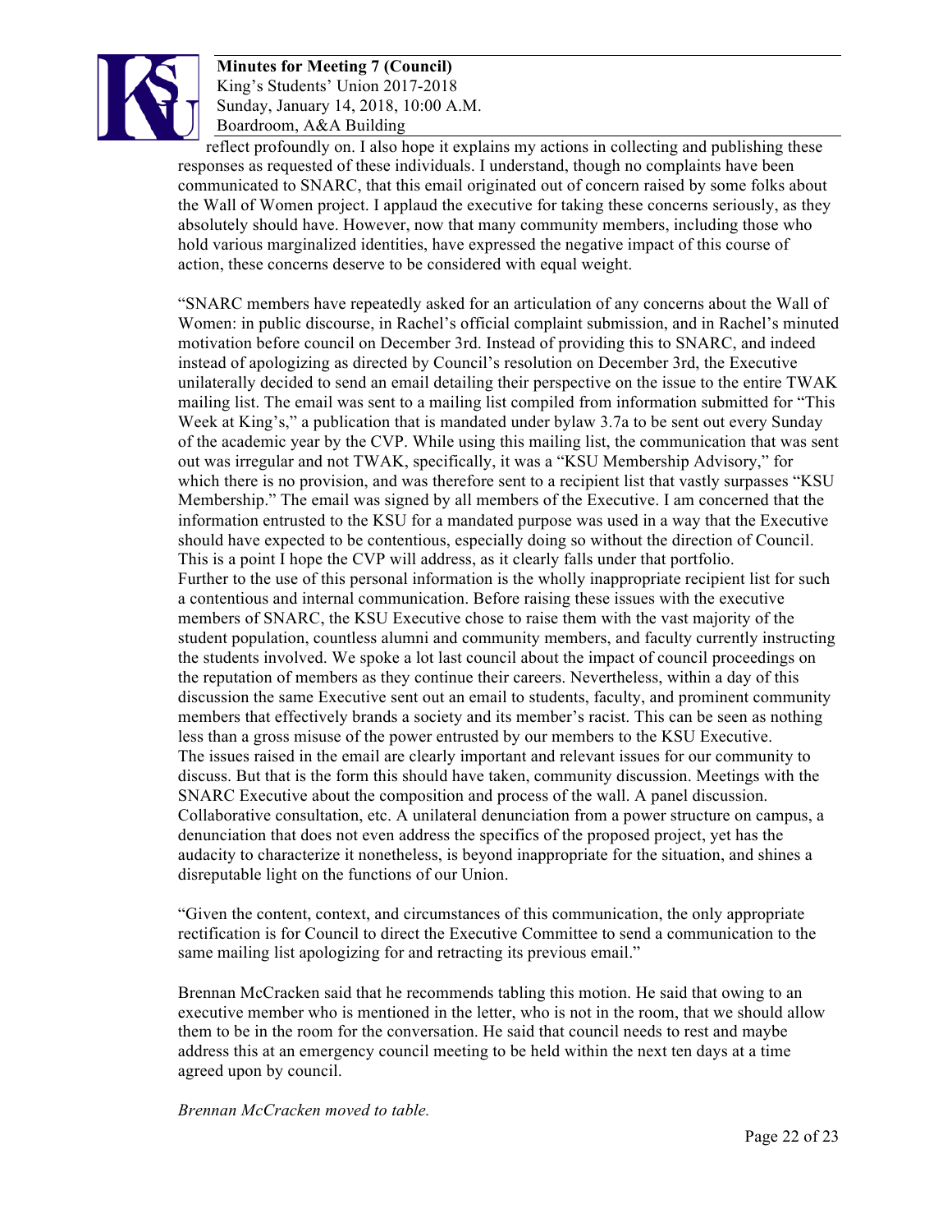reflect profoundly on. I also hope it explains my actions in collecting and publishing these responses as requested of these individuals. I understand, though no complaints have been communicated to SNARC, that this email originated out of concern raised by some folks about the Wall of Women project. I applaud the executive for taking these concerns seriously, as they absolutely should have. However, now that many community members, including those who hold various marginalized identities, have expressed the negative impact of this course of action, these concerns deserve to be considered with equal weight.

"SNARC members have repeatedly asked for an articulation of any concerns about the Wall of Women: in public discourse, in Rachel's official complaint submission, and in Rachel's minuted motivation before council on December 3rd. Instead of providing this to SNARC, and indeed instead of apologizing as directed by Council's resolution on December 3rd, the Executive unilaterally decided to send an email detailing their perspective on the issue to the entire TWAK mailing list. The email was sent to a mailing list compiled from information submitted for "This Week at King's," a publication that is mandated under bylaw 3.7a to be sent out every Sunday of the academic year by the CVP. While using this mailing list, the communication that was sent out was irregular and not TWAK, specifically, it was a "KSU Membership Advisory," for which there is no provision, and was therefore sent to a recipient list that vastly surpasses "KSU Membership." The email was signed by all members of the Executive. I am concerned that the information entrusted to the KSU for a mandated purpose was used in a way that the Executive should have expected to be contentious, especially doing so without the direction of Council. This is a point I hope the CVP will address, as it clearly falls under that portfolio.
Further to the use of this personal information is the wholly inappropriate recipient list for such a contentious and internal communication. Before raising these issues with the executive members of SNARC, the KSU Executive chose to raise them with the vast majority of the student population, countless alumni and community members, and faculty currently instructing the students involved. We spoke a lot last council about the impact of council proceedings on the reputation of members as they continue their careers. Nevertheless, within a day of this discussion the same Executive sent out an email to students, faculty, and prominent community members that effectively brands a society and its member's racist. This can be seen as nothing less than a gross misuse of the power entrusted by our members to the KSU Executive.
The issues raised in the email are clearly important and relevant issues for our community to discuss. But that is the form this should have taken, community discussion. Meetings with the SNARC Executive about the composition and process of the wall. A panel discussion. Collaborative consultation, etc. A unilateral denunciation from a power structure on campus, a denunciation that does not even address the specifics of the proposed project, yet has the audacity to characterize it nonetheless, is beyond inappropriate for the situation, and shines a disreputable light on the functions of our Union.

"Given the content, context, and circumstances of this communication, the only appropriate rectification is for Council to direct the Executive Committee to send a communication to the same mailing list apologizing for and retracting its previous email."

Brennan McCracken said that he recommends tabling this motion. He said that owing to an executive member who is mentioned in the letter, who is not in the room, that we should allow them to be in the room for the conversation. He said that council needs to rest and maybe address this at an emergency council meeting to be held within the next ten days at a time agreed upon by council.

*Brennan McCracken moved to table.*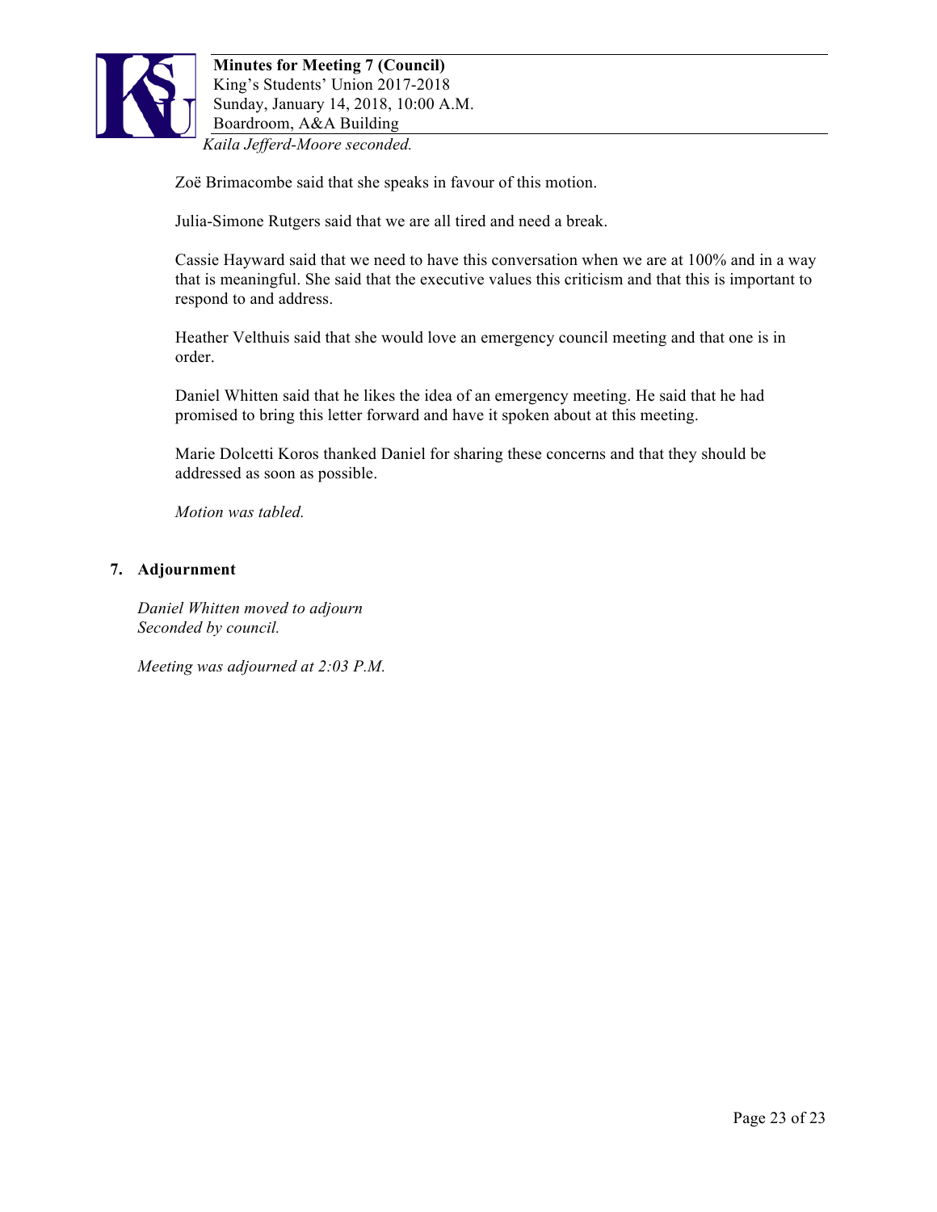*Kaila Jefferd-Moore seconded.*

Zoë Brimacombe said that she speaks in favour of this motion.

Julia-Simone Rutgers said that we are all tired and need a break.

Cassie Hayward said that we need to have this conversation when we are at 100% and in a way that is meaningful. She said that the executive values this criticism and that this is important to respond to and address.

Heather Velthuis said that she would love an emergency council meeting and that one is in order.

Daniel Whitten said that he likes the idea of an emergency meeting. He said that he had promised to bring this letter forward and have it spoken about at this meeting.

Marie Dolcetti Koros thanked Daniel for sharing these concerns and that they should be addressed as soon as possible.

*Motion was tabled.*

## 7. Adjournment

*Daniel Whitten moved to adjourn*
*Seconded by council.*

*Meeting was adjourned at 2:03 P.M.*